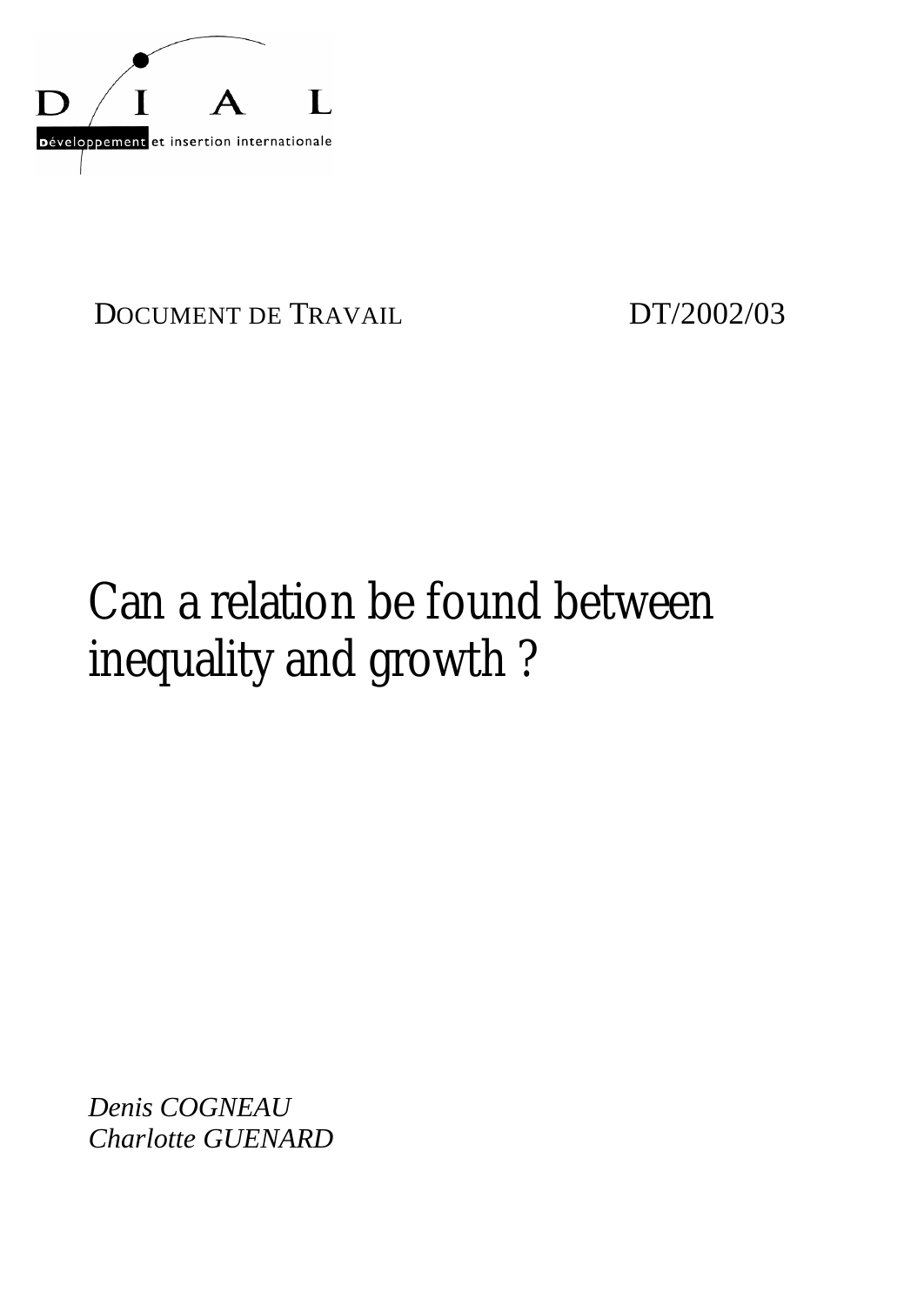DIAL

Développement et insertion internationale

DOCUMENT DE TRAVAIL DT/2002/03

# Can a relation be found between inequality and growth ?

*Denis COGNEAU*
*Charlotte GUENARD*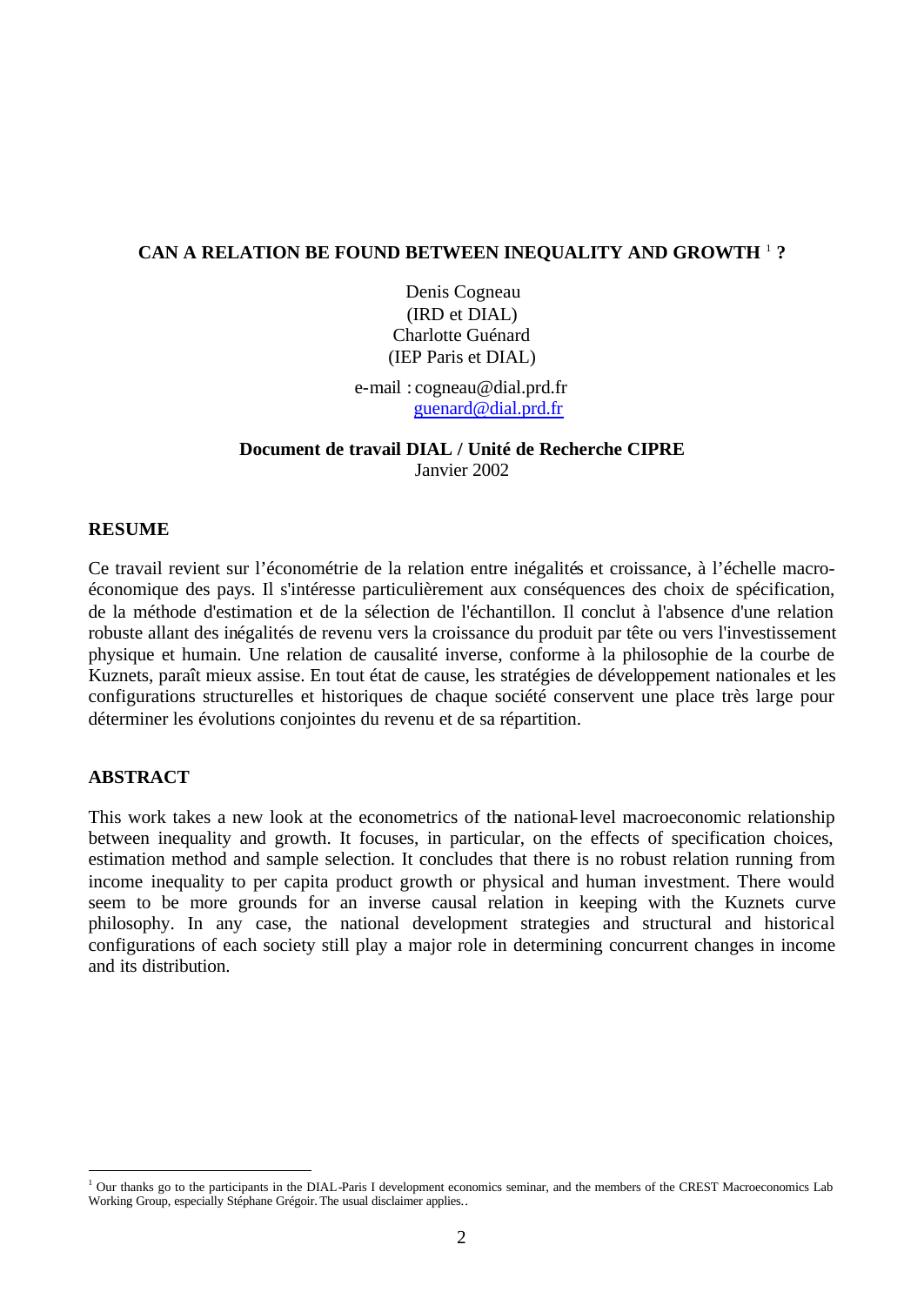# CAN A RELATION BE FOUND BETWEEN INEQUALITY AND GROWTH [1] ?

Denis Cogneau
(IRD et DIAL)
Charlotte Guénard
(IEP Paris et DIAL)

e-mail : cogneau@dial.prd.fr
guenard@dial.prd.fr

**Document de travail DIAL / Unité de Recherche CIPRE**
Janvier 2002

## RESUME

Ce travail revient sur l'économétrie de la relation entre inégalités et croissance, à l'échelle macro-économique des pays. Il s'intéresse particulièrement aux conséquences des choix de spécification, de la méthode d'estimation et de la sélection de l'échantillon. Il conclut à l'absence d'une relation robuste allant des inégalités de revenu vers la croissance du produit par tête ou vers l'investissement physique et humain. Une relation de causalité inverse, conforme à la philosophie de la courbe de Kuznets, paraît mieux assise. En tout état de cause, les stratégies de développement nationales et les configurations structurelles et historiques de chaque société conservent une place très large pour déterminer les évolutions conjointes du revenu et de sa répartition.

## ABSTRACT

This work takes a new look at the econometrics of the national-level macroeconomic relationship between inequality and growth. It focuses, in particular, on the effects of specification choices, estimation method and sample selection. It concludes that there is no robust relation running from income inequality to per capita product growth or physical and human investment. There would seem to be more grounds for an inverse causal relation in keeping with the Kuznets curve philosophy. In any case, the national development strategies and structural and historical configurations of each society still play a major role in determining concurrent changes in income and its distribution.

[1] Our thanks go to the participants in the DIAL-Paris I development economics seminar, and the members of the CREST Macroeconomics Lab Working Group, especially Stéphane Grégoir. The usual disclaimer applies..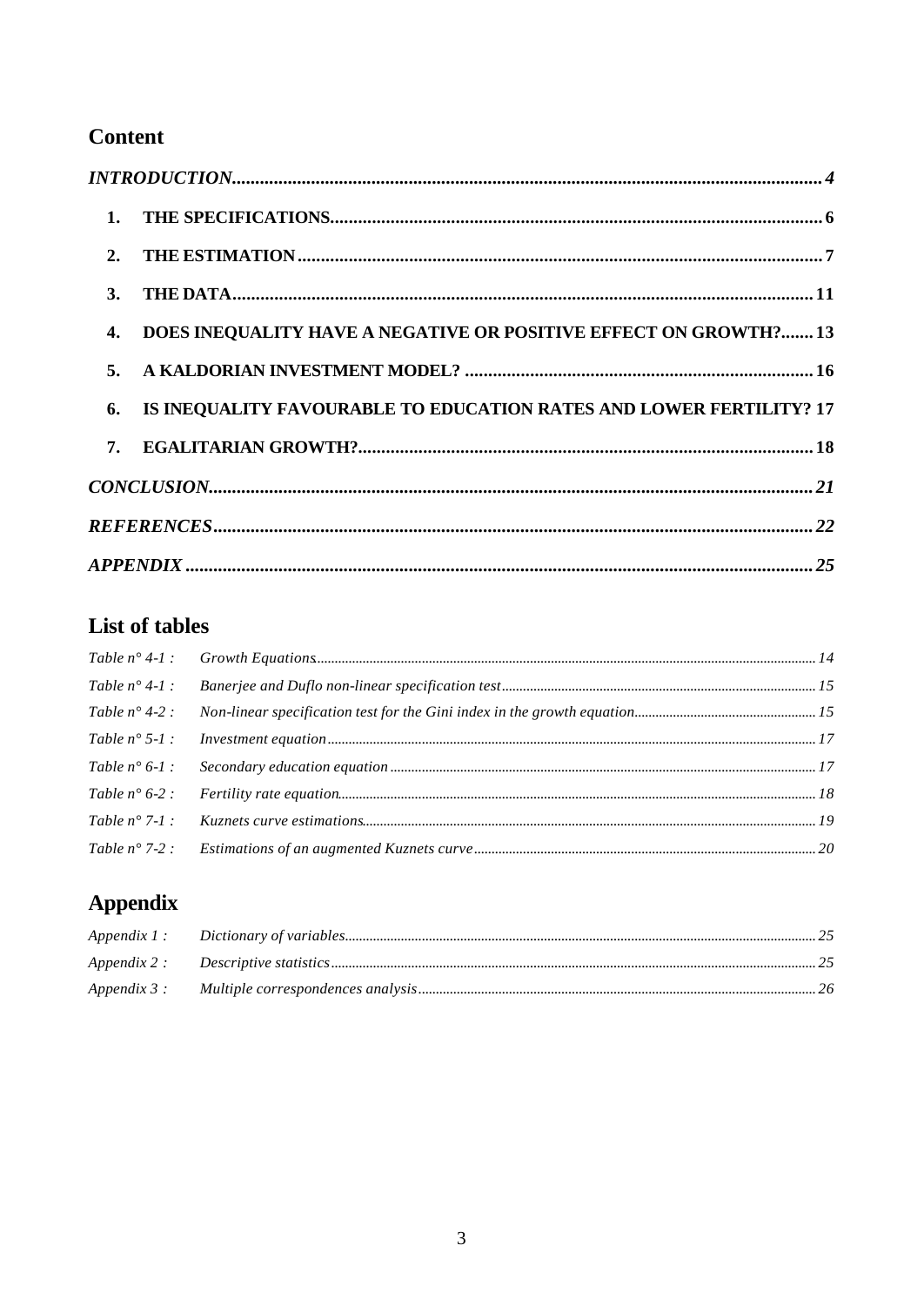## Content

| | | |
|---|---|---|
| *INTRODUCTION* | | *4* |
| 1. | THE SPECIFICATIONS | 6 |
| 2. | THE ESTIMATION | 7 |
| 3. | THE DATA | 11 |
| 4. | DOES INEQUALITY HAVE A NEGATIVE OR POSITIVE EFFECT ON GROWTH? | 13 |
| 5. | A KALDORIAN INVESTMENT MODEL? | 16 |
| 6. | IS INEQUALITY FAVOURABLE TO EDUCATION RATES AND LOWER FERTILITY? | 17 |
| 7. | EGALITARIAN GROWTH? | 18 |
| *CONCLUSION* | | *21* |
| *REFERENCES* | | *22* |
| *APPENDIX* | | *25* |

## List of tables

| | | |
|---|---|---|
| *Table n° 4-1 :* | *Growth Equations* | *14* |
| *Table n° 4-1 :* | *Banerjee and Duflo non-linear specification test* | *15* |
| *Table n° 4-2 :* | *Non-linear specification test for the Gini index in the growth equation* | *15* |
| *Table n° 5-1 :* | *Investment equation* | *17* |
| *Table n° 6-1 :* | *Secondary education equation* | *17* |
| *Table n° 6-2 :* | *Fertility rate equation* | *18* |
| *Table n° 7-1 :* | *Kuznets curve estimations* | *19* |
| *Table n° 7-2 :* | *Estimations of an augmented Kuznets curve* | *20* |

## Appendix

| | | |
|---|---|---|
| *Appendix 1 :* | *Dictionary of variables* | *25* |
| *Appendix 2 :* | *Descriptive statistics* | *25* |
| *Appendix 3 :* | *Multiple correspondences analysis* | *26* |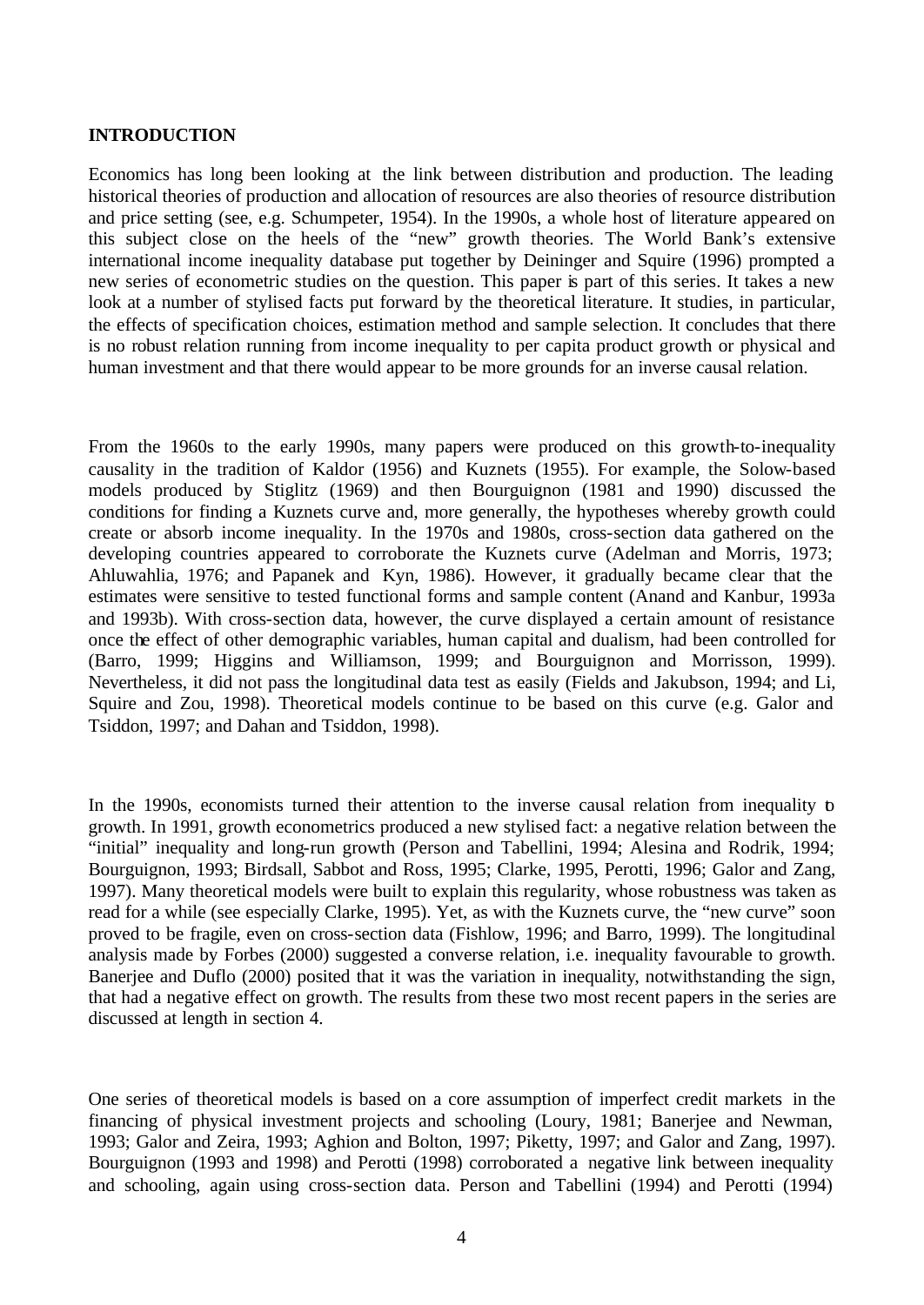## INTRODUCTION

Economics has long been looking at the link between distribution and production. The leading historical theories of production and allocation of resources are also theories of resource distribution and price setting (see, e.g. Schumpeter, 1954). In the 1990s, a whole host of literature appeared on this subject close on the heels of the "new" growth theories. The World Bank's extensive international income inequality database put together by Deininger and Squire (1996) prompted a new series of econometric studies on the question. This paper is part of this series. It takes a new look at a number of stylised facts put forward by the theoretical literature. It studies, in particular, the effects of specification choices, estimation method and sample selection. It concludes that there is no robust relation running from income inequality to per capita product growth or physical and human investment and that there would appear to be more grounds for an inverse causal relation.

From the 1960s to the early 1990s, many papers were produced on this growth-to-inequality causality in the tradition of Kaldor (1956) and Kuznets (1955). For example, the Solow-based models produced by Stiglitz (1969) and then Bourguignon (1981 and 1990) discussed the conditions for finding a Kuznets curve and, more generally, the hypotheses whereby growth could create or absorb income inequality. In the 1970s and 1980s, cross-section data gathered on the developing countries appeared to corroborate the Kuznets curve (Adelman and Morris, 1973; Ahluwahlia, 1976; and Papanek and Kyn, 1986). However, it gradually became clear that the estimates were sensitive to tested functional forms and sample content (Anand and Kanbur, 1993a and 1993b). With cross-section data, however, the curve displayed a certain amount of resistance once the effect of other demographic variables, human capital and dualism, had been controlled for (Barro, 1999; Higgins and Williamson, 1999; and Bourguignon and Morrisson, 1999). Nevertheless, it did not pass the longitudinal data test as easily (Fields and Jakubson, 1994; and Li, Squire and Zou, 1998). Theoretical models continue to be based on this curve (e.g. Galor and Tsiddon, 1997; and Dahan and Tsiddon, 1998).

In the 1990s, economists turned their attention to the inverse causal relation from inequality to growth. In 1991, growth econometrics produced a new stylised fact: a negative relation between the "initial" inequality and long-run growth (Person and Tabellini, 1994; Alesina and Rodrik, 1994; Bourguignon, 1993; Birdsall, Sabbot and Ross, 1995; Clarke, 1995, Perotti, 1996; Galor and Zang, 1997). Many theoretical models were built to explain this regularity, whose robustness was taken as read for a while (see especially Clarke, 1995). Yet, as with the Kuznets curve, the "new curve" soon proved to be fragile, even on cross-section data (Fishlow, 1996; and Barro, 1999). The longitudinal analysis made by Forbes (2000) suggested a converse relation, i.e. inequality favourable to growth. Banerjee and Duflo (2000) posited that it was the variation in inequality, notwithstanding the sign, that had a negative effect on growth. The results from these two most recent papers in the series are discussed at length in section 4.

One series of theoretical models is based on a core assumption of imperfect credit markets in the financing of physical investment projects and schooling (Loury, 1981; Banerjee and Newman, 1993; Galor and Zeira, 1993; Aghion and Bolton, 1997; Piketty, 1997; and Galor and Zang, 1997). Bourguignon (1993 and 1998) and Perotti (1998) corroborated a negative link between inequality and schooling, again using cross-section data. Person and Tabellini (1994) and Perotti (1994)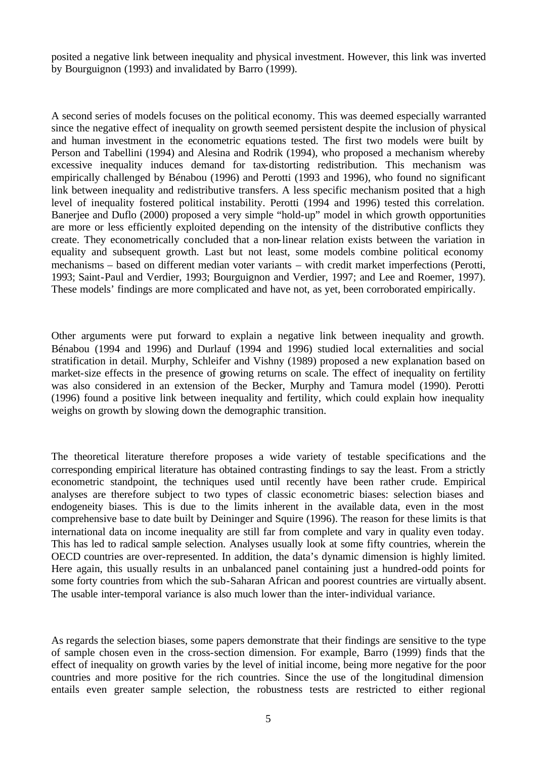posited a negative link between inequality and physical investment. However, this link was inverted by Bourguignon (1993) and invalidated by Barro (1999).

A second series of models focuses on the political economy. This was deemed especially warranted since the negative effect of inequality on growth seemed persistent despite the inclusion of physical and human investment in the econometric equations tested. The first two models were built by Person and Tabellini (1994) and Alesina and Rodrik (1994), who proposed a mechanism whereby excessive inequality induces demand for tax-distorting redistribution. This mechanism was empirically challenged by Bénabou (1996) and Perotti (1993 and 1996), who found no significant link between inequality and redistributive transfers. A less specific mechanism posited that a high level of inequality fostered political instability. Perotti (1994 and 1996) tested this correlation. Banerjee and Duflo (2000) proposed a very simple "hold-up" model in which growth opportunities are more or less efficiently exploited depending on the intensity of the distributive conflicts they create. They econometrically concluded that a non-linear relation exists between the variation in equality and subsequent growth. Last but not least, some models combine political economy mechanisms – based on different median voter variants – with credit market imperfections (Perotti, 1993; Saint-Paul and Verdier, 1993; Bourguignon and Verdier, 1997; and Lee and Roemer, 1997). These models' findings are more complicated and have not, as yet, been corroborated empirically.

Other arguments were put forward to explain a negative link between inequality and growth. Bénabou (1994 and 1996) and Durlauf (1994 and 1996) studied local externalities and social stratification in detail. Murphy, Schleifer and Vishny (1989) proposed a new explanation based on market-size effects in the presence of growing returns on scale. The effect of inequality on fertility was also considered in an extension of the Becker, Murphy and Tamura model (1990). Perotti (1996) found a positive link between inequality and fertility, which could explain how inequality weighs on growth by slowing down the demographic transition.

The theoretical literature therefore proposes a wide variety of testable specifications and the corresponding empirical literature has obtained contrasting findings to say the least. From a strictly econometric standpoint, the techniques used until recently have been rather crude. Empirical analyses are therefore subject to two types of classic econometric biases: selection biases and endogeneity biases. This is due to the limits inherent in the available data, even in the most comprehensive base to date built by Deininger and Squire (1996). The reason for these limits is that international data on income inequality are still far from complete and vary in quality even today. This has led to radical sample selection. Analyses usually look at some fifty countries, wherein the OECD countries are over-represented. In addition, the data's dynamic dimension is highly limited. Here again, this usually results in an unbalanced panel containing just a hundred-odd points for some forty countries from which the sub-Saharan African and poorest countries are virtually absent. The usable inter-temporal variance is also much lower than the inter-individual variance.

As regards the selection biases, some papers demonstrate that their findings are sensitive to the type of sample chosen even in the cross-section dimension. For example, Barro (1999) finds that the effect of inequality on growth varies by the level of initial income, being more negative for the poor countries and more positive for the rich countries. Since the use of the longitudinal dimension entails even greater sample selection, the robustness tests are restricted to either regional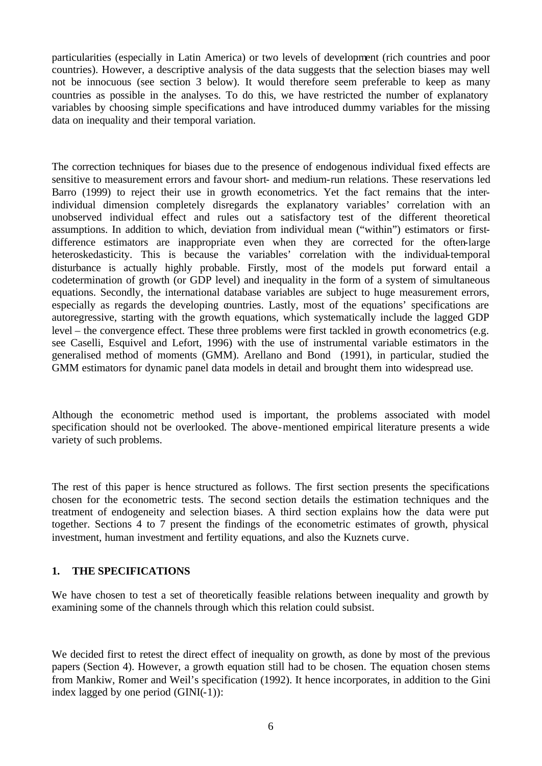particularities (especially in Latin America) or two levels of development (rich countries and poor countries). However, a descriptive analysis of the data suggests that the selection biases may well not be innocuous (see section 3 below). It would therefore seem preferable to keep as many countries as possible in the analyses. To do this, we have restricted the number of explanatory variables by choosing simple specifications and have introduced dummy variables for the missing data on inequality and their temporal variation.

The correction techniques for biases due to the presence of endogenous individual fixed effects are sensitive to measurement errors and favour short- and medium-run relations. These reservations led Barro (1999) to reject their use in growth econometrics. Yet the fact remains that the inter-individual dimension completely disregards the explanatory variables' correlation with an unobserved individual effect and rules out a satisfactory test of the different theoretical assumptions. In addition to which, deviation from individual mean ("within") estimators or first-difference estimators are inappropriate even when they are corrected for the often-large heteroskedasticity. This is because the variables' correlation with the individual-temporal disturbance is actually highly probable. Firstly, most of the models put forward entail a codetermination of growth (or GDP level) and inequality in the form of a system of simultaneous equations. Secondly, the international database variables are subject to huge measurement errors, especially as regards the developing countries. Lastly, most of the equations' specifications are autoregressive, starting with the growth equations, which systematically include the lagged GDP level – the convergence effect. These three problems were first tackled in growth econometrics (e.g. see Caselli, Esquivel and Lefort, 1996) with the use of instrumental variable estimators in the generalised method of moments (GMM). Arellano and Bond (1991), in particular, studied the GMM estimators for dynamic panel data models in detail and brought them into widespread use.

Although the econometric method used is important, the problems associated with model specification should not be overlooked. The above-mentioned empirical literature presents a wide variety of such problems.

The rest of this paper is hence structured as follows. The first section presents the specifications chosen for the econometric tests. The second section details the estimation techniques and the treatment of endogeneity and selection biases. A third section explains how the data were put together. Sections 4 to 7 present the findings of the econometric estimates of growth, physical investment, human investment and fertility equations, and also the Kuznets curve.

## 1. THE SPECIFICATIONS

We have chosen to test a set of theoretically feasible relations between inequality and growth by examining some of the channels through which this relation could subsist.

We decided first to retest the direct effect of inequality on growth, as done by most of the previous papers (Section 4). However, a growth equation still had to be chosen. The equation chosen stems from Mankiw, Romer and Weil's specification (1992). It hence incorporates, in addition to the Gini index lagged by one period (GINI(-1)):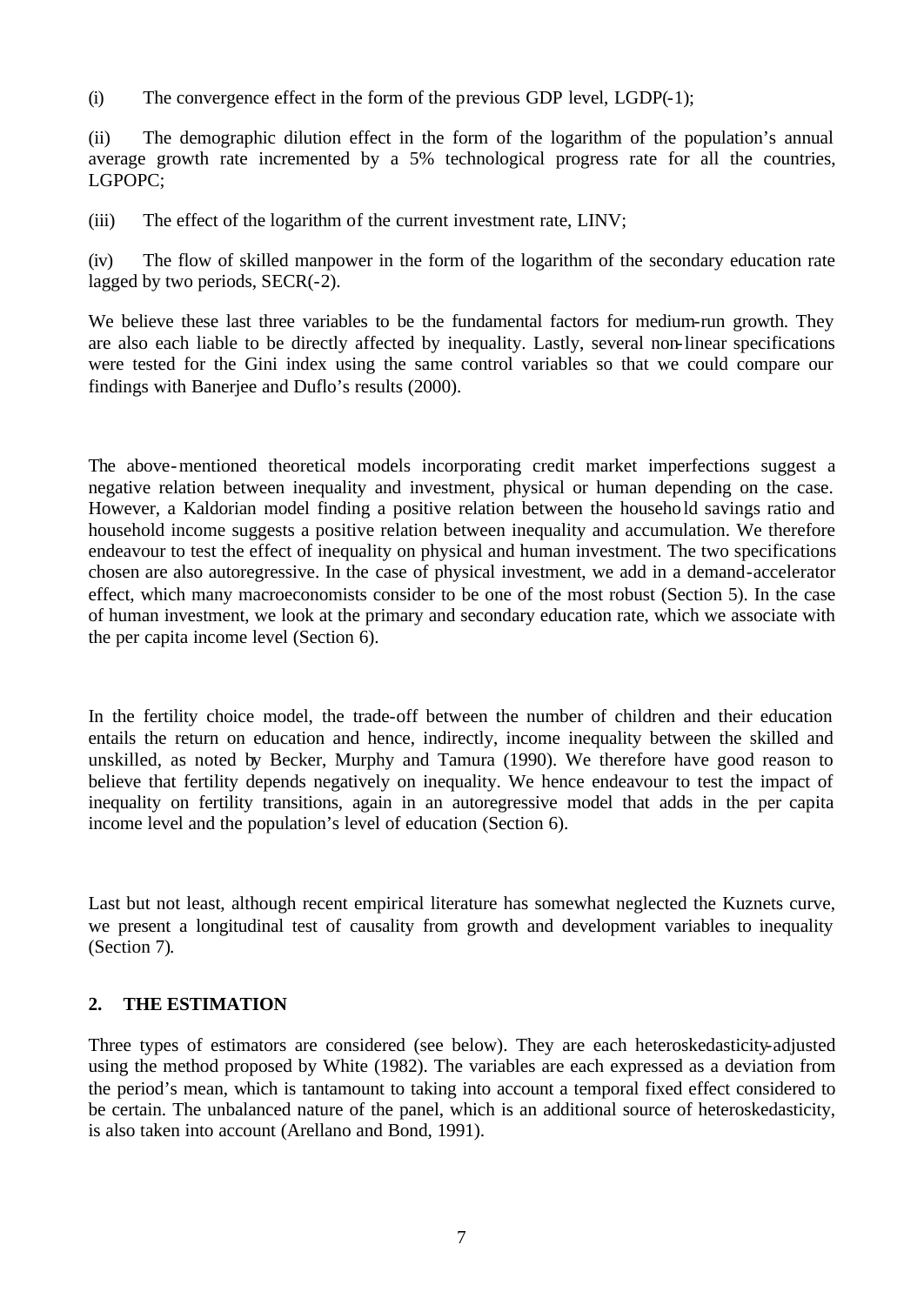(i) The convergence effect in the form of the previous GDP level, LGDP(-1);

(ii) The demographic dilution effect in the form of the logarithm of the population's annual average growth rate incremented by a 5% technological progress rate for all the countries, LGPOPC;

(iii) The effect of the logarithm of the current investment rate, LINV;

(iv) The flow of skilled manpower in the form of the logarithm of the secondary education rate lagged by two periods, SECR(-2).

We believe these last three variables to be the fundamental factors for medium-run growth. They are also each liable to be directly affected by inequality. Lastly, several non-linear specifications were tested for the Gini index using the same control variables so that we could compare our findings with Banerjee and Duflo's results (2000).

The above-mentioned theoretical models incorporating credit market imperfections suggest a negative relation between inequality and investment, physical or human depending on the case. However, a Kaldorian model finding a positive relation between the household savings ratio and household income suggests a positive relation between inequality and accumulation. We therefore endeavour to test the effect of inequality on physical and human investment. The two specifications chosen are also autoregressive. In the case of physical investment, we add in a demand-accelerator effect, which many macroeconomists consider to be one of the most robust (Section 5). In the case of human investment, we look at the primary and secondary education rate, which we associate with the per capita income level (Section 6).

In the fertility choice model, the trade-off between the number of children and their education entails the return on education and hence, indirectly, income inequality between the skilled and unskilled, as noted by Becker, Murphy and Tamura (1990). We therefore have good reason to believe that fertility depends negatively on inequality. We hence endeavour to test the impact of inequality on fertility transitions, again in an autoregressive model that adds in the per capita income level and the population's level of education (Section 6).

Last but not least, although recent empirical literature has somewhat neglected the Kuznets curve, we present a longitudinal test of causality from growth and development variables to inequality (Section 7).

## 2. THE ESTIMATION

Three types of estimators are considered (see below). They are each heteroskedasticity-adjusted using the method proposed by White (1982). The variables are each expressed as a deviation from the period's mean, which is tantamount to taking into account a temporal fixed effect considered to be certain. The unbalanced nature of the panel, which is an additional source of heteroskedasticity, is also taken into account (Arellano and Bond, 1991).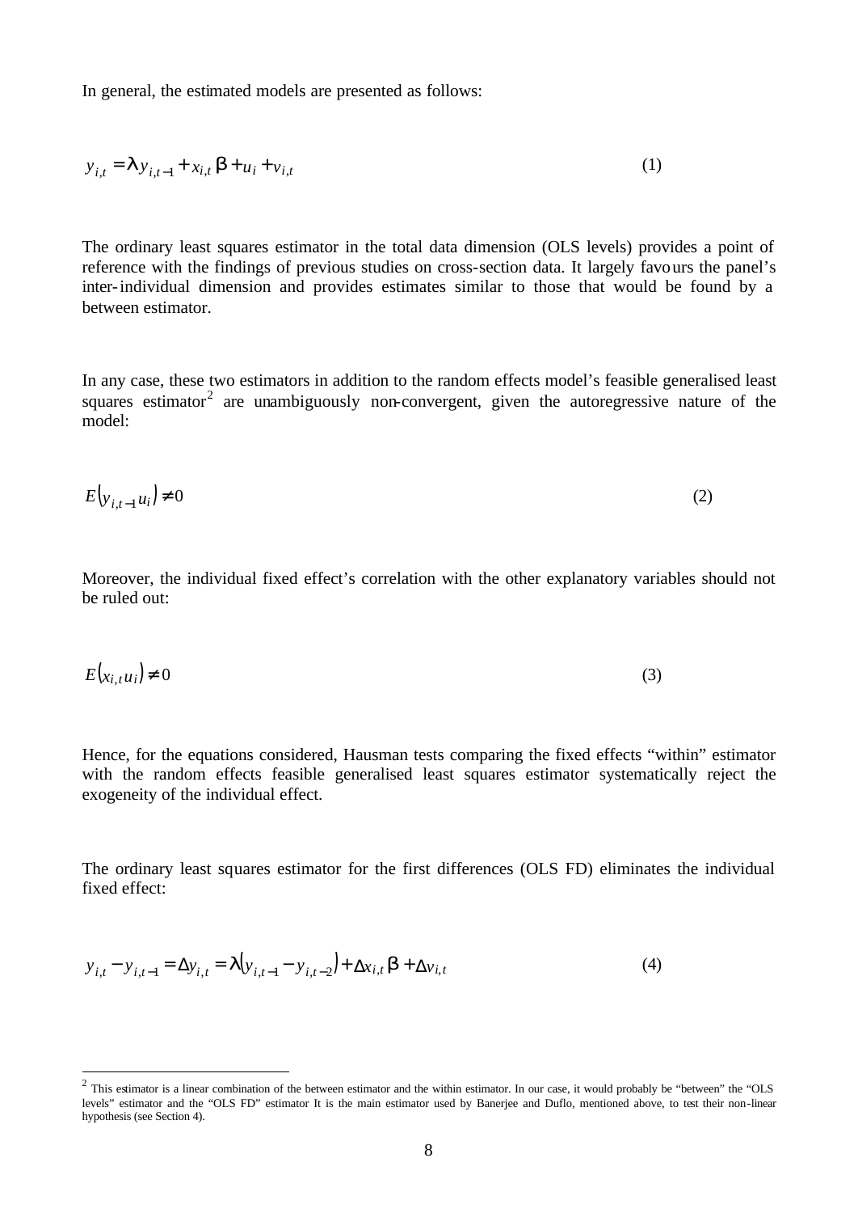In general, the estimated models are presented as follows:

$$y_{i,t} = \lambda y_{i,t-1} + x_{i,t}\beta + u_i + v_{i,t} \tag{1}$$

The ordinary least squares estimator in the total data dimension (OLS levels) provides a point of reference with the findings of previous studies on cross-section data. It largely favours the panel's inter-individual dimension and provides estimates similar to those that would be found by a between estimator.

In any case, these two estimators in addition to the random effects model's feasible generalised least squares estimator[2] are unambiguously non-convergent, given the autoregressive nature of the model:

$$E(y_{i,t-1}u_i) \neq 0 \tag{2}$$

Moreover, the individual fixed effect's correlation with the other explanatory variables should not be ruled out:

$$E(x_{i,t}u_i) \neq 0 \tag{3}$$

Hence, for the equations considered, Hausman tests comparing the fixed effects "within" estimator with the random effects feasible generalised least squares estimator systematically reject the exogeneity of the individual effect.

The ordinary least squares estimator for the first differences (OLS FD) eliminates the individual fixed effect:

$$y_{i,t} - y_{i,t-1} = \Delta y_{i,t} = \lambda(y_{i,t-1} - y_{i,t-2}) + \Delta x_{i,t}\beta + \Delta v_{i,t} \tag{4}$$

---

[2] This estimator is a linear combination of the between estimator and the within estimator. In our case, it would probably be "between" the "OLS levels" estimator and the "OLS FD" estimator It is the main estimator used by Banerjee and Duflo, mentioned above, to test their non-linear hypothesis (see Section 4).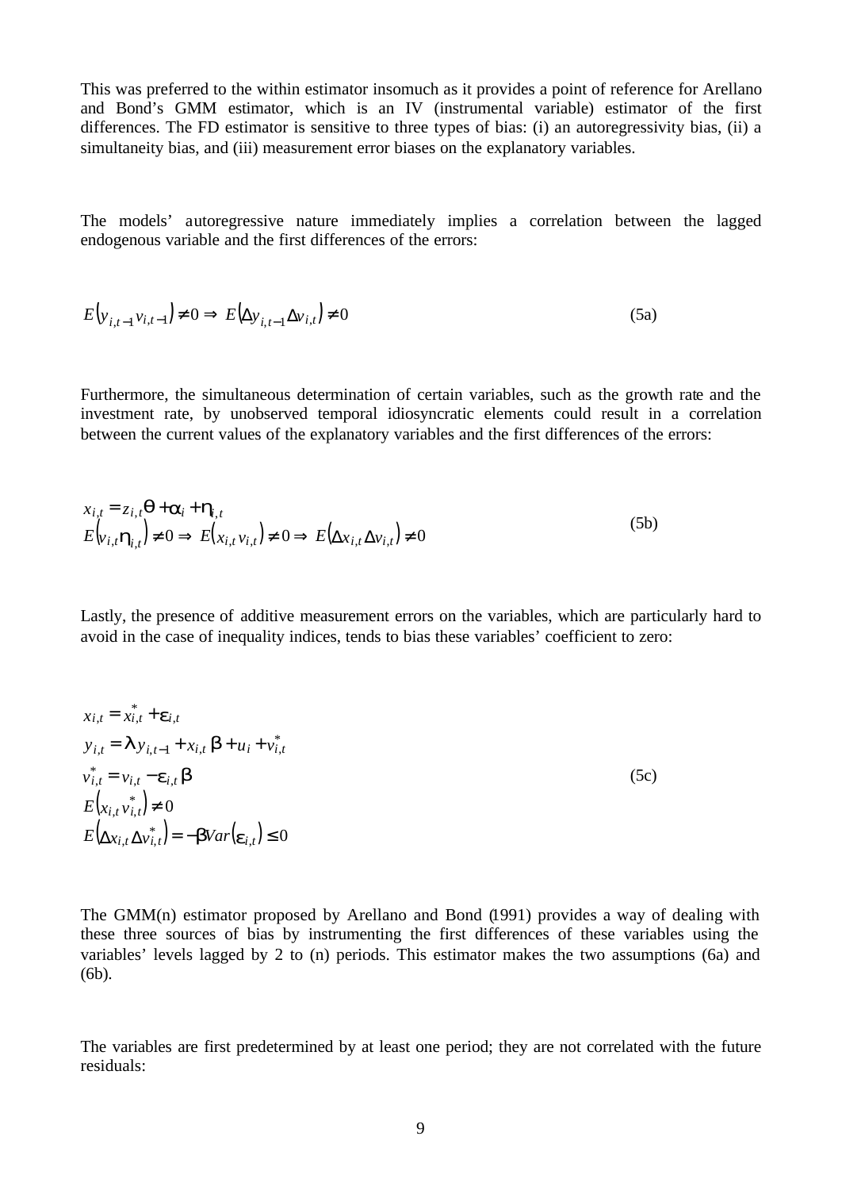This was preferred to the within estimator insomuch as it provides a point of reference for Arellano and Bond's GMM estimator, which is an IV (instrumental variable) estimator of the first differences. The FD estimator is sensitive to three types of bias: (i) an autoregressivity bias, (ii) a simultaneity bias, and (iii) measurement error biases on the explanatory variables.

The models' autoregressive nature immediately implies a correlation between the lagged endogenous variable and the first differences of the errors:

$$E\left(y_{i,t-1}v_{i,t-1}\right) \neq 0 \Rightarrow E\left(\Delta y_{i,t-1}\Delta v_{i,t}\right) \neq 0 \tag{5a}$$

Furthermore, the simultaneous determination of certain variables, such as the growth rate and the investment rate, by unobserved temporal idiosyncratic elements could result in a correlation between the current values of the explanatory variables and the first differences of the errors:

$$\begin{aligned} & x_{i,t} = z_{i,t}\theta + \alpha_i + \eta_{i,t} \\ & E\left(v_{i,t}\eta_{i,t}\right) \neq 0 \Rightarrow E\left(x_{i,t}v_{i,t}\right) \neq 0 \Rightarrow E\left(\Delta x_{i,t}\Delta v_{i,t}\right) \neq 0 \end{aligned} \tag{5b}$$

Lastly, the presence of additive measurement errors on the variables, which are particularly hard to avoid in the case of inequality indices, tends to bias these variables' coefficient to zero:

$$\begin{aligned} & x_{i,t} = x_{i,t}^* + \varepsilon_{i,t} \\ & y_{i,t} = \lambda y_{i,t-1} + x_{i,t}\beta + u_i + v_{i,t}^* \\ & v_{i,t}^* = v_{i,t} - \varepsilon_{i,t}\beta \\ & E\left(x_{i,t}v_{i,t}^*\right) \neq 0 \\ & E\left(\Delta x_{i,t}\Delta v_{i,t}^*\right) = -\beta Var\left(\varepsilon_{i,t}\right) \leq 0 \end{aligned} \tag{5c}$$

The GMM(n) estimator proposed by Arellano and Bond (1991) provides a way of dealing with these three sources of bias by instrumenting the first differences of these variables using the variables' levels lagged by 2 to (n) periods. This estimator makes the two assumptions (6a) and (6b).

The variables are first predetermined by at least one period; they are not correlated with the future residuals: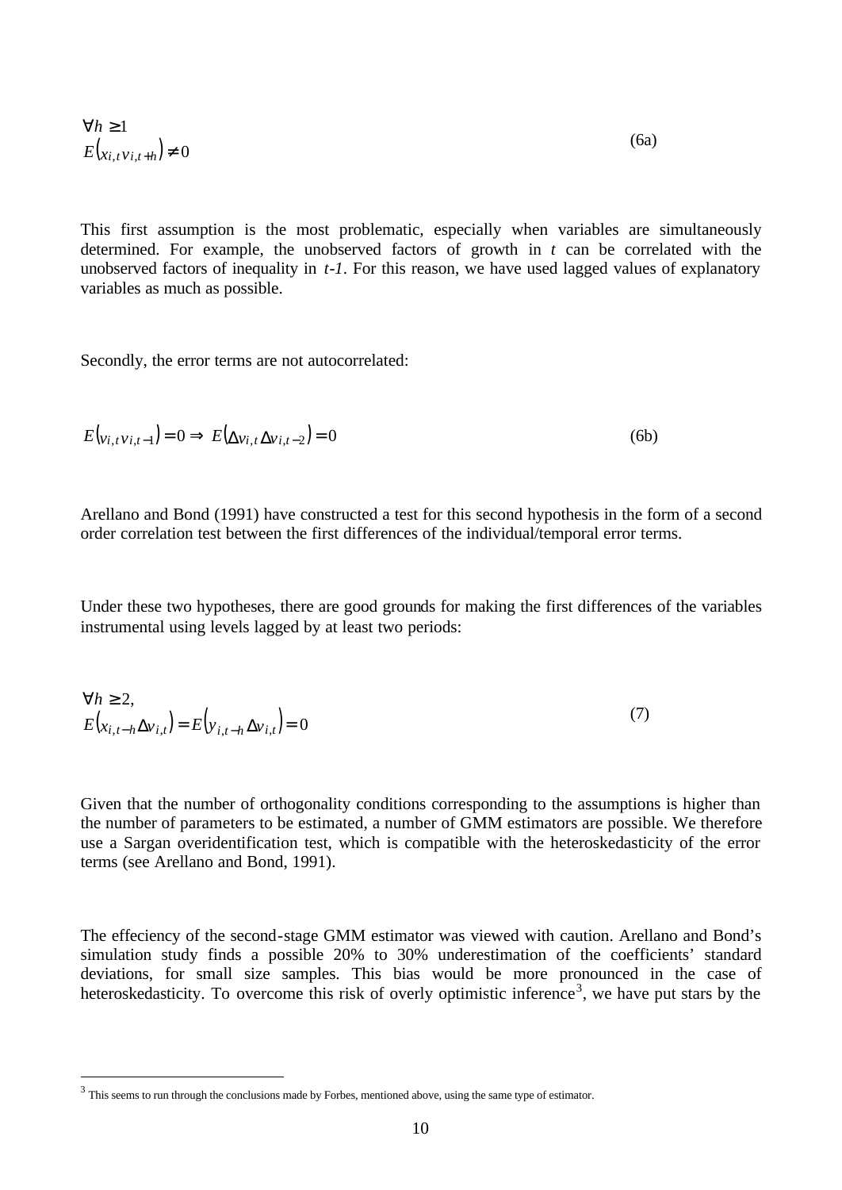$$\forall h \geq 1$$
$$E\left(x_{i,t} v_{i,t+h}\right) \neq 0 \tag{6a}$$

This first assumption is the most problematic, especially when variables are simultaneously determined. For example, the unobserved factors of growth in *t* can be correlated with the unobserved factors of inequality in *t-1*. For this reason, we have used lagged values of explanatory variables as much as possible.

Secondly, the error terms are not autocorrelated:

$$E\left(v_{i,t} v_{i,t-1}\right) = 0 \Rightarrow E\left(\Delta v_{i,t} \Delta v_{i,t-2}\right) = 0 \tag{6b}$$

Arellano and Bond (1991) have constructed a test for this second hypothesis in the form of a second order correlation test between the first differences of the individual/temporal error terms.

Under these two hypotheses, there are good grounds for making the first differences of the variables instrumental using levels lagged by at least two periods:

$$\forall h \geq 2,$$
$$E\left(x_{i,t-h} \Delta v_{i,t}\right) = E\left(y_{i,t-h} \Delta v_{i,t}\right) = 0 \tag{7}$$

Given that the number of orthogonality conditions corresponding to the assumptions is higher than the number of parameters to be estimated, a number of GMM estimators are possible. We therefore use a Sargan overidentification test, which is compatible with the heteroskedasticity of the error terms (see Arellano and Bond, 1991).

The effeciency of the second-stage GMM estimator was viewed with caution. Arellano and Bond's simulation study finds a possible 20% to 30% underestimation of the coefficients' standard deviations, for small size samples. This bias would be more pronounced in the case of heteroskedasticity. To overcome this risk of overly optimistic inference[3], we have put stars by the

[3] This seems to run through the conclusions made by Forbes, mentioned above, using the same type of estimator.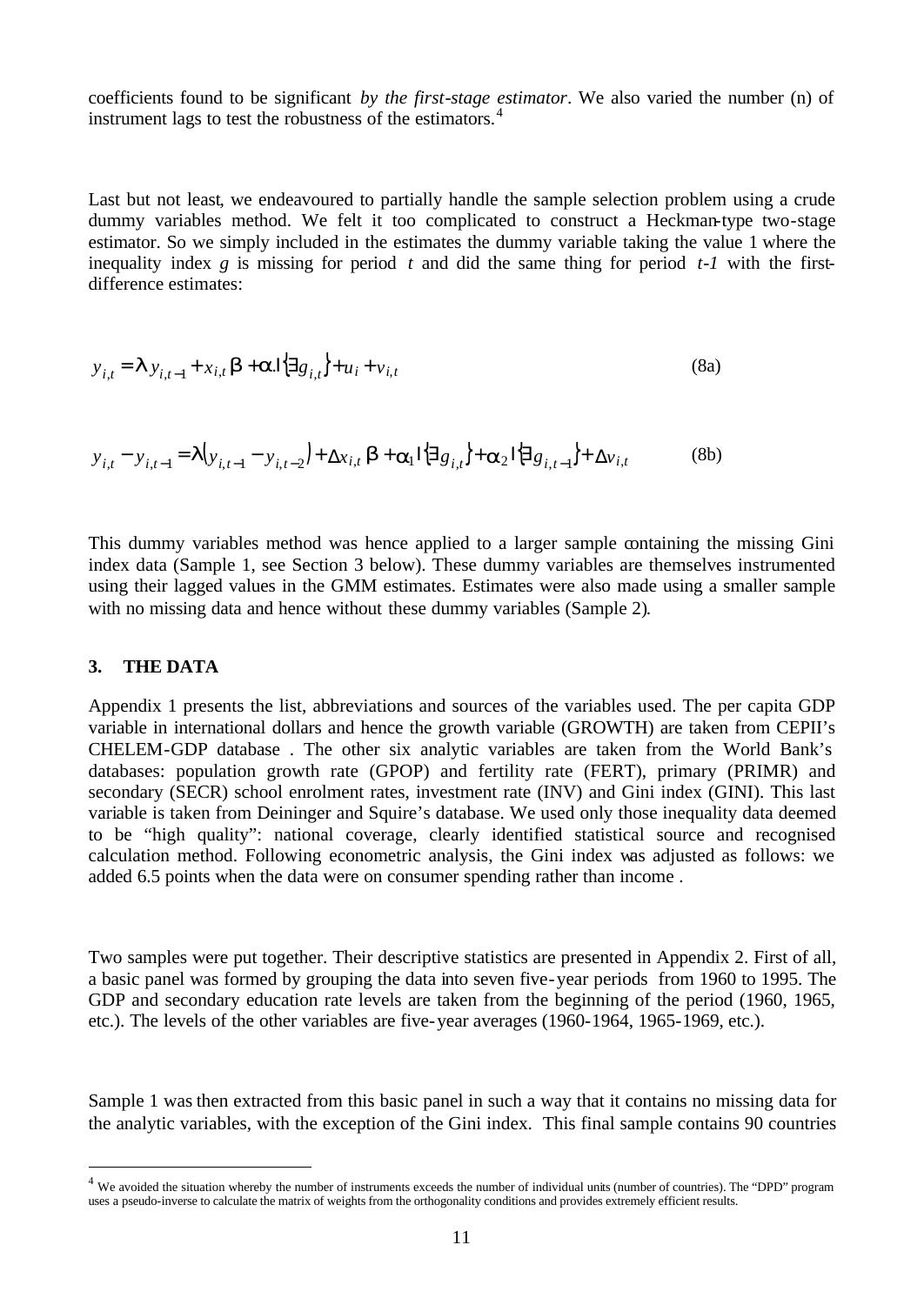coefficients found to be significant *by the first-stage estimator*. We also varied the number (n) of instrument lags to test the robustness of the estimators.[4]

Last but not least, we endeavoured to partially handle the sample selection problem using a crude dummy variables method. We felt it too complicated to construct a Heckman-type two-stage estimator. So we simply included in the estimates the dummy variable taking the value 1 where the inequality index $g$ is missing for period $t$ and did the same thing for period $t-1$ with the first-difference estimates:

$$y_{i,t} = \lambda\, y_{i,t-1} + x_{i,t}\,\beta + \alpha.\mathrm{I}\{\exists g_{i,t}\} + u_i + v_{i,t} \tag{8a}$$

$$y_{i,t} - y_{i,t-1} = \lambda\left(y_{i,t-1} - y_{i,t-2}\right) + \Delta x_{i,t}\,\beta + \alpha_1\,\mathrm{I}\{\exists g_{i,t}\} + \alpha_2\,\mathrm{I}\{\exists g_{i,t-1}\} + \Delta v_{i,t} \tag{8b}$$

This dummy variables method was hence applied to a larger sample containing the missing Gini index data (Sample 1, see Section 3 below). These dummy variables are themselves instrumented using their lagged values in the GMM estimates. Estimates were also made using a smaller sample with no missing data and hence without these dummy variables (Sample 2).

### 3. THE DATA

Appendix 1 presents the list, abbreviations and sources of the variables used. The per capita GDP variable in international dollars and hence the growth variable (GROWTH) are taken from CEPII's CHELEM-GDP database . The other six analytic variables are taken from the World Bank's databases: population growth rate (GPOP) and fertility rate (FERT), primary (PRIMR) and secondary (SECR) school enrolment rates, investment rate (INV) and Gini index (GINI). This last variable is taken from Deininger and Squire's database. We used only those inequality data deemed to be "high quality": national coverage, clearly identified statistical source and recognised calculation method. Following econometric analysis, the Gini index was adjusted as follows: we added 6.5 points when the data were on consumer spending rather than income .

Two samples were put together. Their descriptive statistics are presented in Appendix 2. First of all, a basic panel was formed by grouping the data into seven five-year periods from 1960 to 1995. The GDP and secondary education rate levels are taken from the beginning of the period (1960, 1965, etc.). The levels of the other variables are five-year averages (1960-1964, 1965-1969, etc.).

Sample 1 was then extracted from this basic panel in such a way that it contains no missing data for the analytic variables, with the exception of the Gini index. This final sample contains 90 countries

[4] We avoided the situation whereby the number of instruments exceeds the number of individual units (number of countries). The "DPD" program uses a pseudo-inverse to calculate the matrix of weights from the orthogonality conditions and provides extremely efficient results.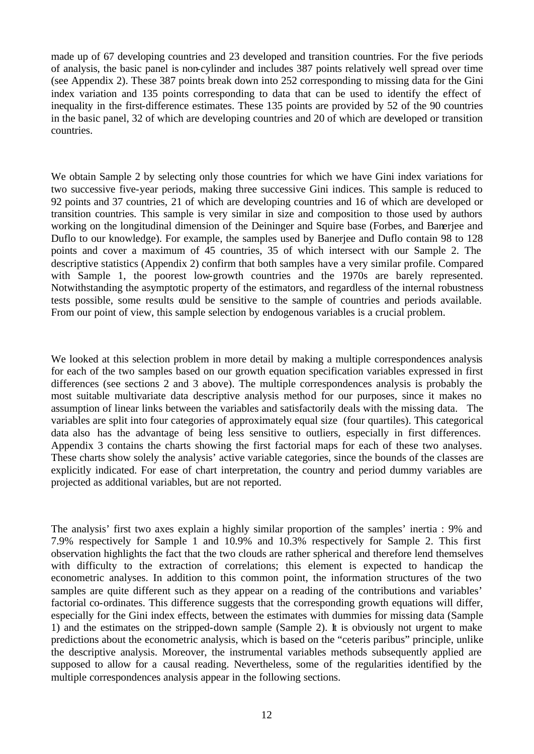made up of 67 developing countries and 23 developed and transition countries. For the five periods of analysis, the basic panel is non-cylinder and includes 387 points relatively well spread over time (see Appendix 2). These 387 points break down into 252 corresponding to missing data for the Gini index variation and 135 points corresponding to data that can be used to identify the effect of inequality in the first-difference estimates. These 135 points are provided by 52 of the 90 countries in the basic panel, 32 of which are developing countries and 20 of which are developed or transition countries.

We obtain Sample 2 by selecting only those countries for which we have Gini index variations for two successive five-year periods, making three successive Gini indices. This sample is reduced to 92 points and 37 countries, 21 of which are developing countries and 16 of which are developed or transition countries. This sample is very similar in size and composition to those used by authors working on the longitudinal dimension of the Deininger and Squire base (Forbes, and Banerjee and Duflo to our knowledge). For example, the samples used by Banerjee and Duflo contain 98 to 128 points and cover a maximum of 45 countries, 35 of which intersect with our Sample 2. The descriptive statistics (Appendix 2) confirm that both samples have a very similar profile. Compared with Sample 1, the poorest low-growth countries and the 1970s are barely represented. Notwithstanding the asymptotic property of the estimators, and regardless of the internal robustness tests possible, some results could be sensitive to the sample of countries and periods available. From our point of view, this sample selection by endogenous variables is a crucial problem.

We looked at this selection problem in more detail by making a multiple correspondences analysis for each of the two samples based on our growth equation specification variables expressed in first differences (see sections 2 and 3 above). The multiple correspondences analysis is probably the most suitable multivariate data descriptive analysis method for our purposes, since it makes no assumption of linear links between the variables and satisfactorily deals with the missing data. The variables are split into four categories of approximately equal size (four quartiles). This categorical data also has the advantage of being less sensitive to outliers, especially in first differences. Appendix 3 contains the charts showing the first factorial maps for each of these two analyses. These charts show solely the analysis' active variable categories, since the bounds of the classes are explicitly indicated. For ease of chart interpretation, the country and period dummy variables are projected as additional variables, but are not reported.

The analysis' first two axes explain a highly similar proportion of the samples' inertia : 9% and 7.9% respectively for Sample 1 and 10.9% and 10.3% respectively for Sample 2. This first observation highlights the fact that the two clouds are rather spherical and therefore lend themselves with difficulty to the extraction of correlations; this element is expected to handicap the econometric analyses. In addition to this common point, the information structures of the two samples are quite different such as they appear on a reading of the contributions and variables' factorial co-ordinates. This difference suggests that the corresponding growth equations will differ, especially for the Gini index effects, between the estimates with dummies for missing data (Sample 1) and the estimates on the stripped-down sample (Sample 2). It is obviously not urgent to make predictions about the econometric analysis, which is based on the "ceteris paribus" principle, unlike the descriptive analysis. Moreover, the instrumental variables methods subsequently applied are supposed to allow for a causal reading. Nevertheless, some of the regularities identified by the multiple correspondences analysis appear in the following sections.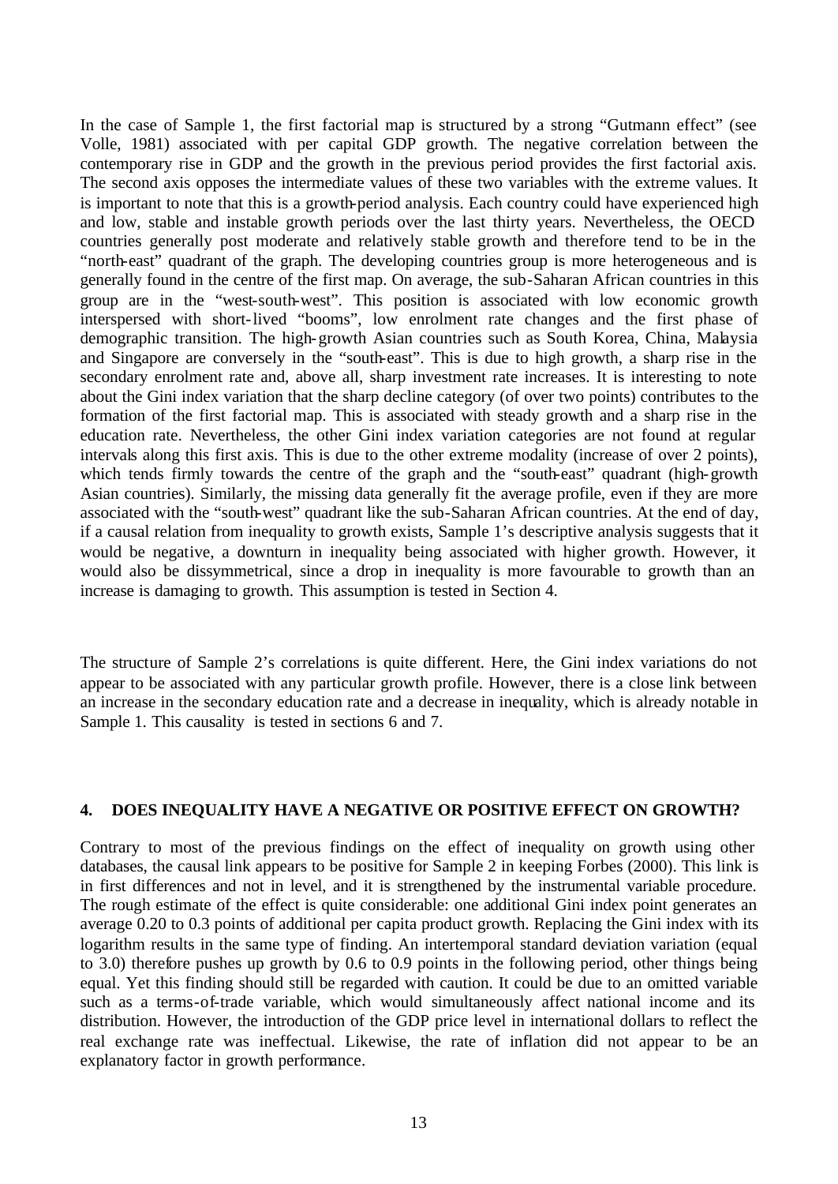In the case of Sample 1, the first factorial map is structured by a strong "Gutmann effect" (see Volle, 1981) associated with per capital GDP growth. The negative correlation between the contemporary rise in GDP and the growth in the previous period provides the first factorial axis. The second axis opposes the intermediate values of these two variables with the extreme values. It is important to note that this is a growth-period analysis. Each country could have experienced high and low, stable and instable growth periods over the last thirty years. Nevertheless, the OECD countries generally post moderate and relatively stable growth and therefore tend to be in the "north-east" quadrant of the graph. The developing countries group is more heterogeneous and is generally found in the centre of the first map. On average, the sub-Saharan African countries in this group are in the "west-south-west". This position is associated with low economic growth interspersed with short-lived "booms", low enrolment rate changes and the first phase of demographic transition. The high-growth Asian countries such as South Korea, China, Malaysia and Singapore are conversely in the "south-east". This is due to high growth, a sharp rise in the secondary enrolment rate and, above all, sharp investment rate increases. It is interesting to note about the Gini index variation that the sharp decline category (of over two points) contributes to the formation of the first factorial map. This is associated with steady growth and a sharp rise in the education rate. Nevertheless, the other Gini index variation categories are not found at regular intervals along this first axis. This is due to the other extreme modality (increase of over 2 points), which tends firmly towards the centre of the graph and the "south-east" quadrant (high-growth Asian countries). Similarly, the missing data generally fit the average profile, even if they are more associated with the "south-west" quadrant like the sub-Saharan African countries. At the end of day, if a causal relation from inequality to growth exists, Sample 1's descriptive analysis suggests that it would be negative, a downturn in inequality being associated with higher growth. However, it would also be dissymmetrical, since a drop in inequality is more favourable to growth than an increase is damaging to growth. This assumption is tested in Section 4.

The structure of Sample 2's correlations is quite different. Here, the Gini index variations do not appear to be associated with any particular growth profile. However, there is a close link between an increase in the secondary education rate and a decrease in inequality, which is already notable in Sample 1. This causality is tested in sections 6 and 7.

## 4. DOES INEQUALITY HAVE A NEGATIVE OR POSITIVE EFFECT ON GROWTH?

Contrary to most of the previous findings on the effect of inequality on growth using other databases, the causal link appears to be positive for Sample 2 in keeping Forbes (2000). This link is in first differences and not in level, and it is strengthened by the instrumental variable procedure. The rough estimate of the effect is quite considerable: one additional Gini index point generates an average 0.20 to 0.3 points of additional per capita product growth. Replacing the Gini index with its logarithm results in the same type of finding. An intertemporal standard deviation variation (equal to 3.0) therefore pushes up growth by 0.6 to 0.9 points in the following period, other things being equal. Yet this finding should still be regarded with caution. It could be due to an omitted variable such as a terms-of-trade variable, which would simultaneously affect national income and its distribution. However, the introduction of the GDP price level in international dollars to reflect the real exchange rate was ineffectual. Likewise, the rate of inflation did not appear to be an explanatory factor in growth performance.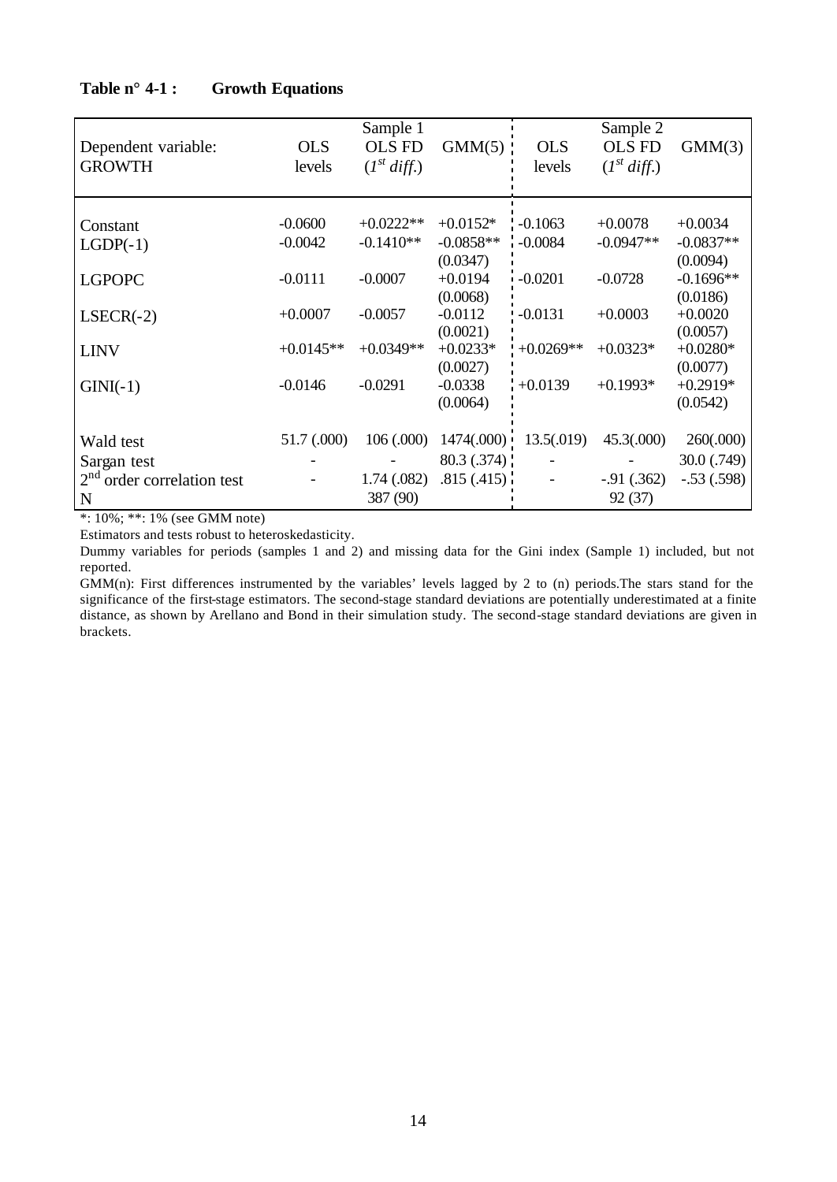**Table n° 4-1 : Growth Equations**

| Dependent variable: GROWTH | Sample 1 OLS levels | Sample 1 OLS FD ($1^{st}$ *diff.*) | Sample 1 GMM(5) | Sample 2 OLS levels | Sample 2 OLS FD ($1^{st}$ *diff.*) | Sample 2 GMM(3) |
|---|---|---|---|---|---|---|
| Constant | -0.0600 | +0.0222** | +0.0152* | -0.1063 | +0.0078 | +0.0034 |
| LGDP(-1) | -0.0042 | -0.1410** | -0.0858** (0.0347) | -0.0084 | -0.0947** | -0.0837** (0.0094) |
| LGPOPC | -0.0111 | -0.0007 | +0.0194 (0.0068) | -0.0201 | -0.0728 | -0.1696** (0.0186) |
| LSECR(-2) | +0.0007 | -0.0057 | -0.0112 (0.0021) | -0.0131 | +0.0003 | +0.0020 (0.0057) |
| LINV | +0.0145** | +0.0349** | +0.0233* (0.0027) | +0.0269** | +0.0323* | +0.0280* (0.0077) |
| GINI(-1) | -0.0146 | -0.0291 | -0.0338 (0.0064) | +0.0139 | +0.1993* | +0.2919* (0.0542) |
| Wald test | 51.7 (.000) | 106 (.000) | 1474(.000) | 13.5(.019) | 45.3(.000) | 260(.000) |
| Sargan test | - | - | 80.3 (.374) | - | - | 30.0 (.749) |
| $2^{nd}$ order correlation test | - | 1.74 (.082) | .815 (.415) | - | -.91 (.362) | -.53 (.598) |
| N | | 387 (90) | | | 92 (37) | |

*: 10%; **: 1% (see GMM note)

Estimators and tests robust to heteroskedasticity.

Dummy variables for periods (samples 1 and 2) and missing data for the Gini index (Sample 1) included, but not reported.

GMM(n): First differences instrumented by the variables' levels lagged by 2 to (n) periods.The stars stand for the significance of the first-stage estimators. The second-stage standard deviations are potentially underestimated at a finite distance, as shown by Arellano and Bond in their simulation study. The second-stage standard deviations are given in brackets.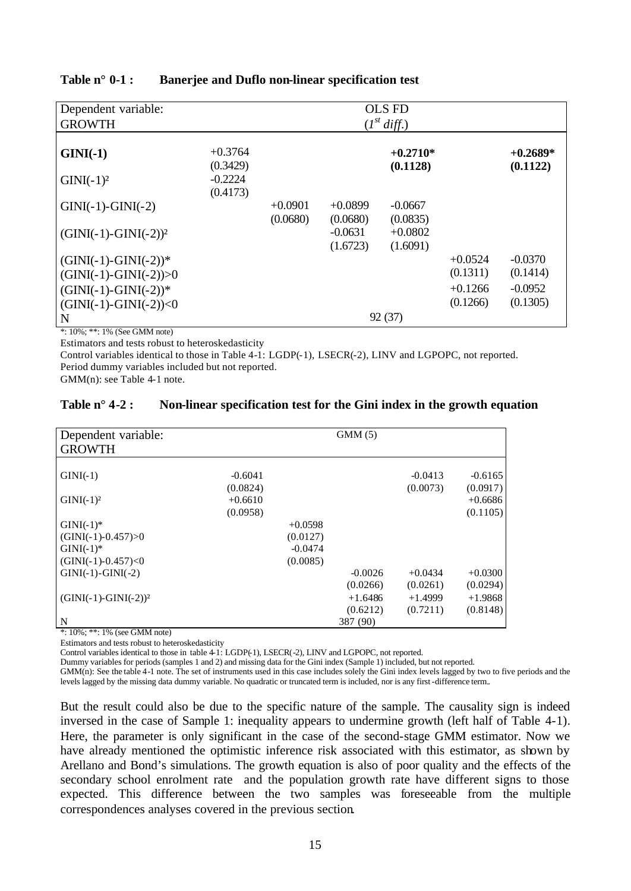**Table n° 0-1 : Banerjee and Duflo non-linear specification test**

| Dependent variable: GROWTH | OLS FD ($1^{st}$ *diff.*) | | | | | |
|---|---|---|---|---|---|---|
| **GINI(-1)** | +0.3764 (0.3429) | | | **+0.2710*** **(0.1128)** | | **+0.2689*** **(0.1122)** |
| GINI(-1)² | -0.2224 (0.4173) | | | | | |
| GINI(-1)-GINI(-2) | | +0.0901 (0.0680) | +0.0899 (0.0680) | -0.0667 (0.0835) | | |
| (GINI(-1)-GINI(-2))² | | | -0.0631 (1.6723) | +0.0802 (1.6091) | | |
| (GINI(-1)-GINI(-2))* (GINI(-1)-GINI(-2))>0 | | | | | +0.0524 (0.1311) | -0.0370 (0.1414) |
| (GINI(-1)-GINI(-2))* (GINI(-1)-GINI(-2))<0 | | | | | +0.1266 (0.1266) | -0.0952 (0.1305) |
| N | 92 (37) | | | | | |

*: 10%; **: 1% (See GMM note)

Estimators and tests robust to heteroskedasticity

Control variables identical to those in Table 4-1: LGDP(-1), LSECR(-2), LINV and LGPOPC, not reported.

Period dummy variables included but not reported.

GMM(n): see Table 4-1 note.

**Table n° 4-2 : Non-linear specification test for the Gini index in the growth equation**

| Dependent variable: GROWTH | GMM (5) | | | | |
|---|---|---|---|---|---|
| GINI(-1) | -0.6041 (0.0824) | | | -0.0413 (0.0073) | -0.6165 (0.0917) |
| GINI(-1)² | +0.6610 (0.0958) | | | | +0.6686 (0.1105) |
| GINI(-1)* (GINI(-1)-0.457)>0 | | +0.0598 (0.0127) | | | |
| GINI(-1)* (GINI(-1)-0.457)<0 | | -0.0474 (0.0085) | | | |
| GINI(-1)-GINI(-2) | | | -0.0026 (0.0266) | +0.0434 (0.0261) | +0.0300 (0.0294) |
| (GINI(-1)-GINI(-2))² | | | +1.6486 (0.6212) | +1.4999 (0.7211) | +1.9868 (0.8148) |
| N | 387 (90) | | | | |

*: 10%; **: 1% (see GMM note)

Estimators and tests robust to heteroskedasticity

Control variables identical to those in table 4-1: LGDP(-1), LSECR(-2), LINV and LGPOPC, not reported.

Dummy variables for periods (samples 1 and 2) and missing data for the Gini index (Sample 1) included, but not reported.

GMM(n): See the table 4-1 note. The set of instruments used in this case includes solely the Gini index levels lagged by two to five periods and the levels lagged by the missing data dummy variable. No quadratic or truncated term is included, nor is any first-difference term..

But the result could also be due to the specific nature of the sample. The causality sign is indeed inversed in the case of Sample 1: inequality appears to undermine growth (left half of Table 4-1). Here, the parameter is only significant in the case of the second-stage GMM estimator. Now we have already mentioned the optimistic inference risk associated with this estimator, as shown by Arellano and Bond's simulations. The growth equation is also of poor quality and the effects of the secondary school enrolment rate and the population growth rate have different signs to those expected. This difference between the two samples was foreseeable from the multiple correspondences analyses covered in the previous section.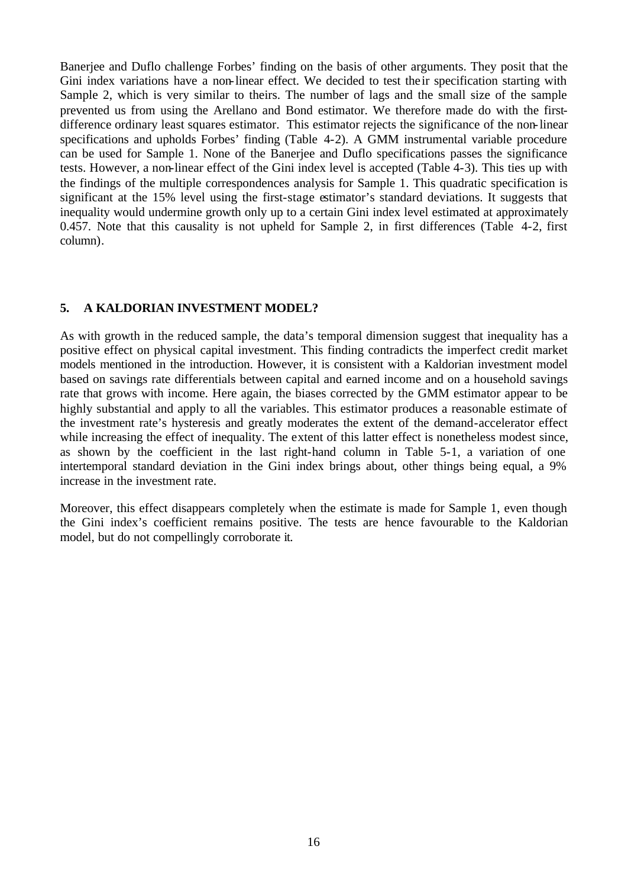Banerjee and Duflo challenge Forbes' finding on the basis of other arguments. They posit that the Gini index variations have a non-linear effect. We decided to test their specification starting with Sample 2, which is very similar to theirs. The number of lags and the small size of the sample prevented us from using the Arellano and Bond estimator. We therefore made do with the first-difference ordinary least squares estimator. This estimator rejects the significance of the non-linear specifications and upholds Forbes' finding (Table 4-2). A GMM instrumental variable procedure can be used for Sample 1. None of the Banerjee and Duflo specifications passes the significance tests. However, a non-linear effect of the Gini index level is accepted (Table 4-3). This ties up with the findings of the multiple correspondences analysis for Sample 1. This quadratic specification is significant at the 15% level using the first-stage estimator's standard deviations. It suggests that inequality would undermine growth only up to a certain Gini index level estimated at approximately 0.457. Note that this causality is not upheld for Sample 2, in first differences (Table 4-2, first column).

## 5. A KALDORIAN INVESTMENT MODEL?

As with growth in the reduced sample, the data's temporal dimension suggest that inequality has a positive effect on physical capital investment. This finding contradicts the imperfect credit market models mentioned in the introduction. However, it is consistent with a Kaldorian investment model based on savings rate differentials between capital and earned income and on a household savings rate that grows with income. Here again, the biases corrected by the GMM estimator appear to be highly substantial and apply to all the variables. This estimator produces a reasonable estimate of the investment rate's hysteresis and greatly moderates the extent of the demand-accelerator effect while increasing the effect of inequality. The extent of this latter effect is nonetheless modest since, as shown by the coefficient in the last right-hand column in Table 5-1, a variation of one intertemporal standard deviation in the Gini index brings about, other things being equal, a 9% increase in the investment rate.

Moreover, this effect disappears completely when the estimate is made for Sample 1, even though the Gini index's coefficient remains positive. The tests are hence favourable to the Kaldorian model, but do not compellingly corroborate it.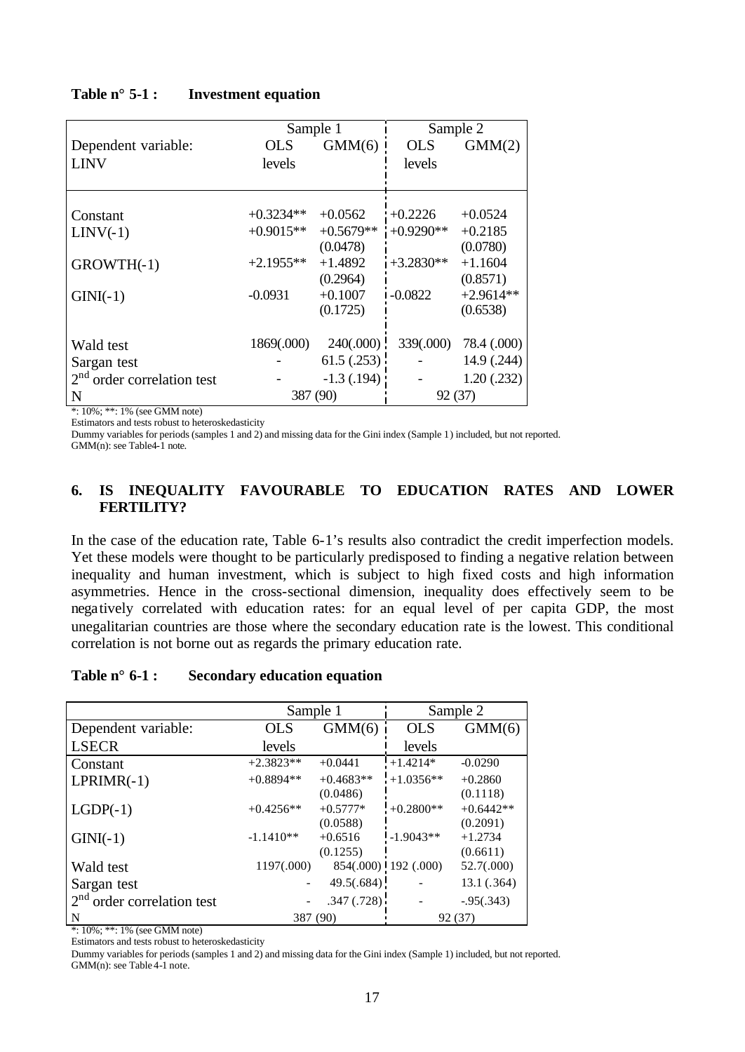**Table n° 5-1 : Investment equation**

| | Sample 1 | | Sample 2 | |
|---|---|---|---|---|
| Dependent variable: LINV | OLS levels | GMM(6) | OLS levels | GMM(2) |
| Constant | +0.3234** | +0.0562 | +0.2226 | +0.0524 |
| LINV(-1) | +0.9015** | +0.5679** (0.0478) | +0.9290** | +0.2185 (0.0780) |
| GROWTH(-1) | +2.1955** | +1.4892 (0.2964) | +3.2830** | +1.1604 (0.8571) |
| GINI(-1) | -0.0931 | +0.1007 (0.1725) | -0.0822 | +2.9614** (0.6538) |
| Wald test | 1869(.000) | 240(.000) | 339(.000) | 78.4 (.000) |
| Sargan test | - | 61.5 (.253) | - | 14.9 (.244) |
| $2^{nd}$ order correlation test | - | -1.3 (.194) | - | 1.20 (.232) |
| N | 387 (90) | | 92 (37) | |

*: 10%; **: 1% (see GMM note)

Estimators and tests robust to heteroskedasticity

Dummy variables for periods (samples 1 and 2) and missing data for the Gini index (Sample 1) included, but not reported.

GMM(n): see Table4-1 note.

## 6. IS INEQUALITY FAVOURABLE TO EDUCATION RATES AND LOWER FERTILITY?

In the case of the education rate, Table 6-1's results also contradict the credit imperfection models. Yet these models were thought to be particularly predisposed to finding a negative relation between inequality and human investment, which is subject to high fixed costs and high information asymmetries. Hence in the cross-sectional dimension, inequality does effectively seem to be negatively correlated with education rates: for an equal level of per capita GDP, the most unegalitarian countries are those where the secondary education rate is the lowest. This conditional correlation is not borne out as regards the primary education rate.

**Table n° 6-1 : Secondary education equation**

| | Sample 1 | | Sample 2 | |
|---|---|---|---|---|
| Dependent variable: LSECR | OLS levels | GMM(6) | OLS levels | GMM(6) |
| Constant | +2.3823** | +0.0441 | +1.4214* | -0.0290 |
| LPRIMR(-1) | +0.8894** | +0.4683** (0.0486) | +1.0356** | +0.2860 (0.1118) |
| LGDP(-1) | +0.4256** | +0.5777* (0.0588) | +0.2800** | +0.6442** (0.2091) |
| GINI(-1) | -1.1410** | +0.6516 (0.1255) | -1.9043** | +1.2734 (0.6611) |
| Wald test | 1197(.000) | 854(.000) | 192 (.000) | 52.7(.000) |
| Sargan test | - | 49.5(.684) | - | 13.1 (.364) |
| $2^{nd}$ order correlation test | - | .347 (.728) | - | -.95(.343) |
| N | 387 (90) | | 92 (37) | |

*: 10%; **: 1% (see GMM note)

Estimators and tests robust to heteroskedasticity

Dummy variables for periods (samples 1 and 2) and missing data for the Gini index (Sample 1) included, but not reported.

GMM(n): see Table 4-1 note.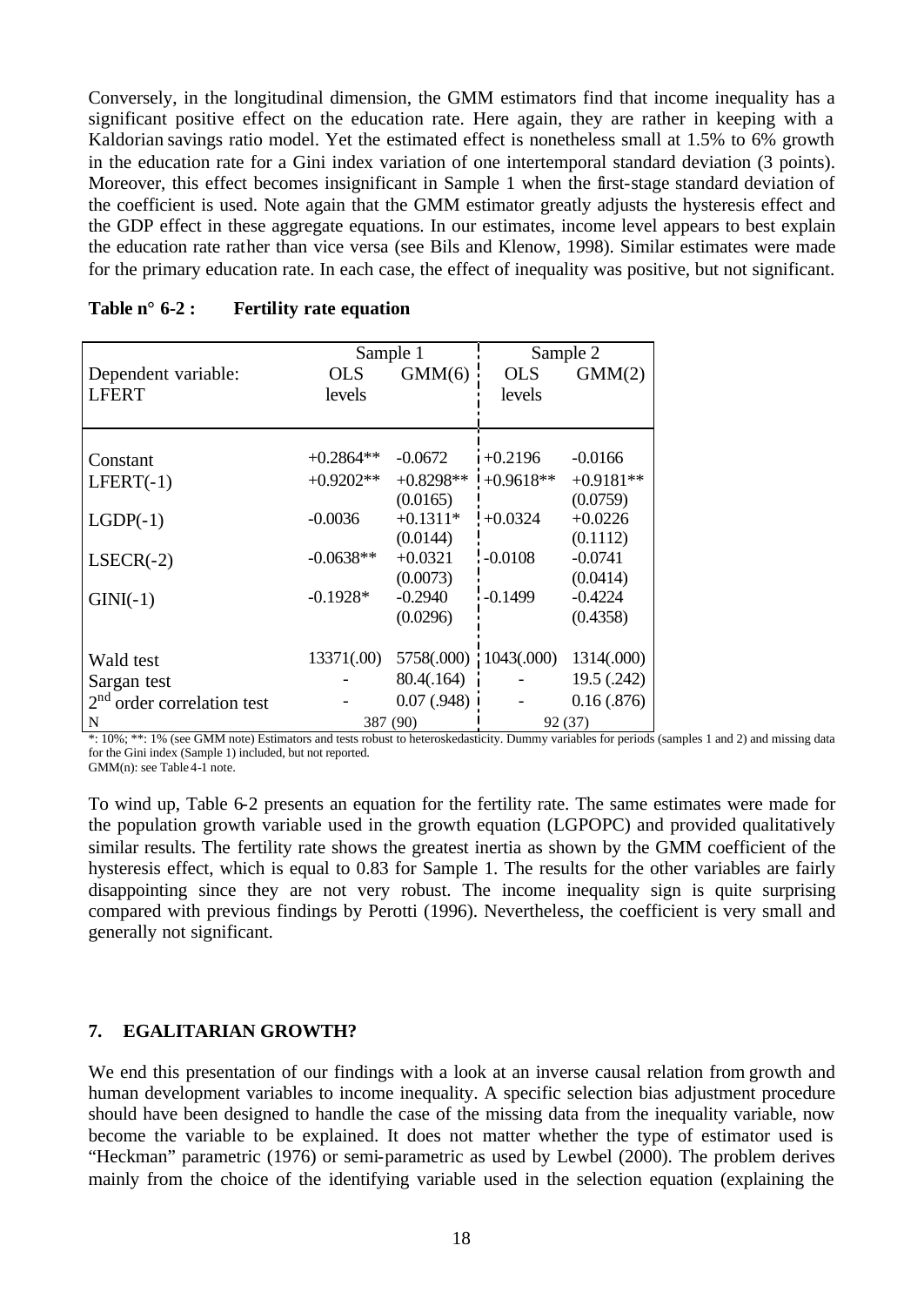Conversely, in the longitudinal dimension, the GMM estimators find that income inequality has a significant positive effect on the education rate. Here again, they are rather in keeping with a Kaldorian savings ratio model. Yet the estimated effect is nonetheless small at 1.5% to 6% growth in the education rate for a Gini index variation of one intertemporal standard deviation (3 points). Moreover, this effect becomes insignificant in Sample 1 when the first-stage standard deviation of the coefficient is used. Note again that the GMM estimator greatly adjusts the hysteresis effect and the GDP effect in these aggregate equations. In our estimates, income level appears to best explain the education rate rather than vice versa (see Bils and Klenow, 1998). Similar estimates were made for the primary education rate. In each case, the effect of inequality was positive, but not significant.

**Table n° 6-2 : Fertility rate equation**

| | Sample 1 | | Sample 2 | |
|---|---|---|---|---|
| Dependent variable: LFERT | OLS levels | GMM(6) | OLS levels | GMM(2) |
| Constant | +0.2864** | -0.0672 | +0.2196 | -0.0166 |
| LFERT(-1) | +0.9202** | +0.8298** (0.0165) | +0.9618** | +0.9181** (0.0759) |
| LGDP(-1) | -0.0036 | +0.1311* (0.0144) | +0.0324 | +0.0226 (0.1112) |
| LSECR(-2) | -0.0638** | +0.0321 (0.0073) | -0.0108 | -0.0741 (0.0414) |
| GINI(-1) | -0.1928* | -0.2940 (0.0296) | -0.1499 | -0.4224 (0.4358) |
| Wald test | 13371(.00) | 5758(.000) | 1043(.000) | 1314(.000) |
| Sargan test | - | 80.4(.164) | - | 19.5 (.242) |
| 2nd order correlation test | - | 0.07 (.948) | - | 0.16 (.876) |
| N | 387 (90) | | 92 (37) | |

*: 10%; **: 1% (see GMM note) Estimators and tests robust to heteroskedasticity. Dummy variables for periods (samples 1 and 2) and missing data for the Gini index (Sample 1) included, but not reported.
GMM(n): see Table 4-1 note.

To wind up, Table 6-2 presents an equation for the fertility rate. The same estimates were made for the population growth variable used in the growth equation (LGPOPC) and provided qualitatively similar results. The fertility rate shows the greatest inertia as shown by the GMM coefficient of the hysteresis effect, which is equal to 0.83 for Sample 1. The results for the other variables are fairly disappointing since they are not very robust. The income inequality sign is quite surprising compared with previous findings by Perotti (1996). Nevertheless, the coefficient is very small and generally not significant.

## 7. EGALITARIAN GROWTH?

We end this presentation of our findings with a look at an inverse causal relation from growth and human development variables to income inequality. A specific selection bias adjustment procedure should have been designed to handle the case of the missing data from the inequality variable, now become the variable to be explained. It does not matter whether the type of estimator used is "Heckman" parametric (1976) or semi-parametric as used by Lewbel (2000). The problem derives mainly from the choice of the identifying variable used in the selection equation (explaining the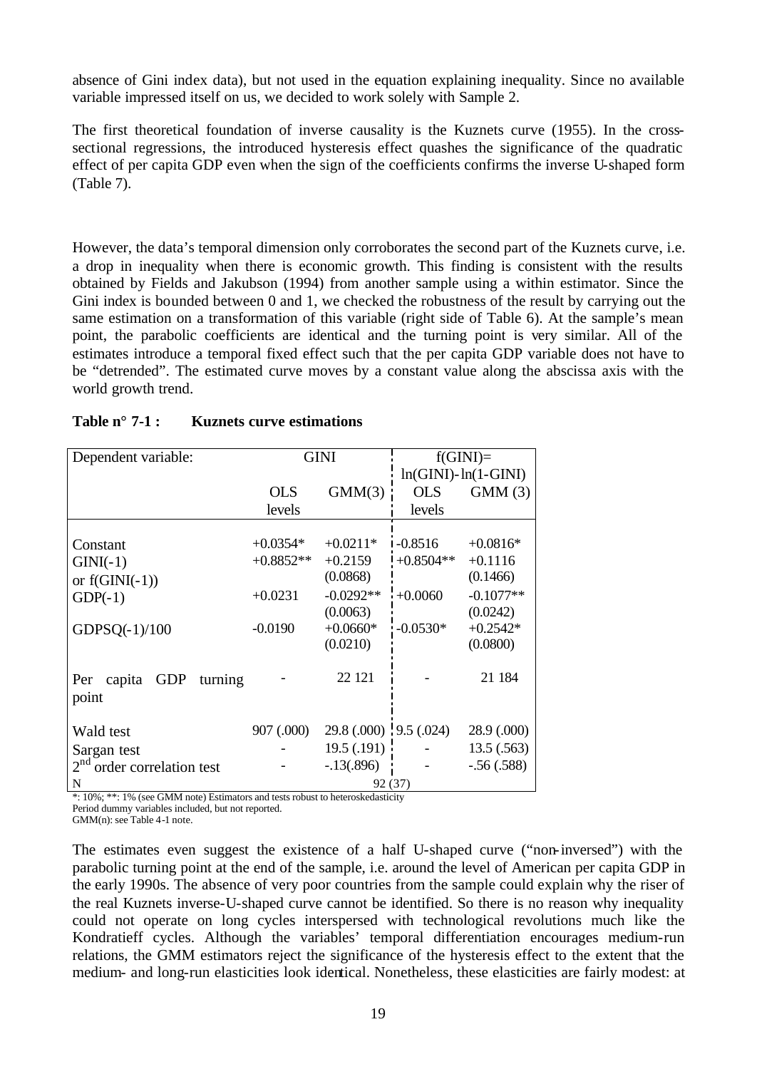absence of Gini index data), but not used in the equation explaining inequality. Since no available variable impressed itself on us, we decided to work solely with Sample 2.

The first theoretical foundation of inverse causality is the Kuznets curve (1955). In the cross-sectional regressions, the introduced hysteresis effect quashes the significance of the quadratic effect of per capita GDP even when the sign of the coefficients confirms the inverse U-shaped form (Table 7).

However, the data's temporal dimension only corroborates the second part of the Kuznets curve, i.e. a drop in inequality when there is economic growth. This finding is consistent with the results obtained by Fields and Jakubson (1994) from another sample using a within estimator. Since the Gini index is bounded between 0 and 1, we checked the robustness of the result by carrying out the same estimation on a transformation of this variable (right side of Table 6). At the sample's mean point, the parabolic coefficients are identical and the turning point is very similar. All of the estimates introduce a temporal fixed effect such that the per capita GDP variable does not have to be "detrended". The estimated curve moves by a constant value along the abscissa axis with the world growth trend.

**Table n° 7-1 : Kuznets curve estimations**

| Dependent variable: | GINI | | f(GINI)= ln(GINI)-ln(1-GINI) | |
|---|---|---|---|---|
| | OLS levels | GMM(3) | OLS levels | GMM (3) |
| Constant | +0.0354* | +0.0211* | -0.8516 | +0.0816* |
| GINI(-1) or f(GINI(-1)) | +0.8852** | +0.2159 (0.0868) | +0.8504** | +0.1116 (0.1466) |
| GDP(-1) | +0.0231 | -0.0292** (0.0063) | +0.0060 | -0.1077** (0.0242) |
| GDPSQ(-1)/100 | -0.0190 | +0.0660* (0.0210) | -0.0530* | +0.2542* (0.0800) |
| Per capita GDP turning point | - | 22 121 | - | 21 184 |
| Wald test | 907 (.000) | 29.8 (.000) | 9.5 (.024) | 28.9 (.000) |
| Sargan test | - | 19.5 (.191) | - | 13.5 (.563) |
| 2nd order correlation test | - | -.13(.896) | - | -.56 (.588) |
| N | 92 (37) | | | |

*: 10%; **: 1% (see GMM note) Estimators and tests robust to heteroskedasticity
Period dummy variables included, but not reported.
GMM(n): see Table 4-1 note.

The estimates even suggest the existence of a half U-shaped curve ("non-inversed") with the parabolic turning point at the end of the sample, i.e. around the level of American per capita GDP in the early 1990s. The absence of very poor countries from the sample could explain why the riser of the real Kuznets inverse-U-shaped curve cannot be identified. So there is no reason why inequality could not operate on long cycles interspersed with technological revolutions much like the Kondratieff cycles. Although the variables' temporal differentiation encourages medium-run relations, the GMM estimators reject the significance of the hysteresis effect to the extent that the medium- and long-run elasticities look identical. Nonetheless, these elasticities are fairly modest: at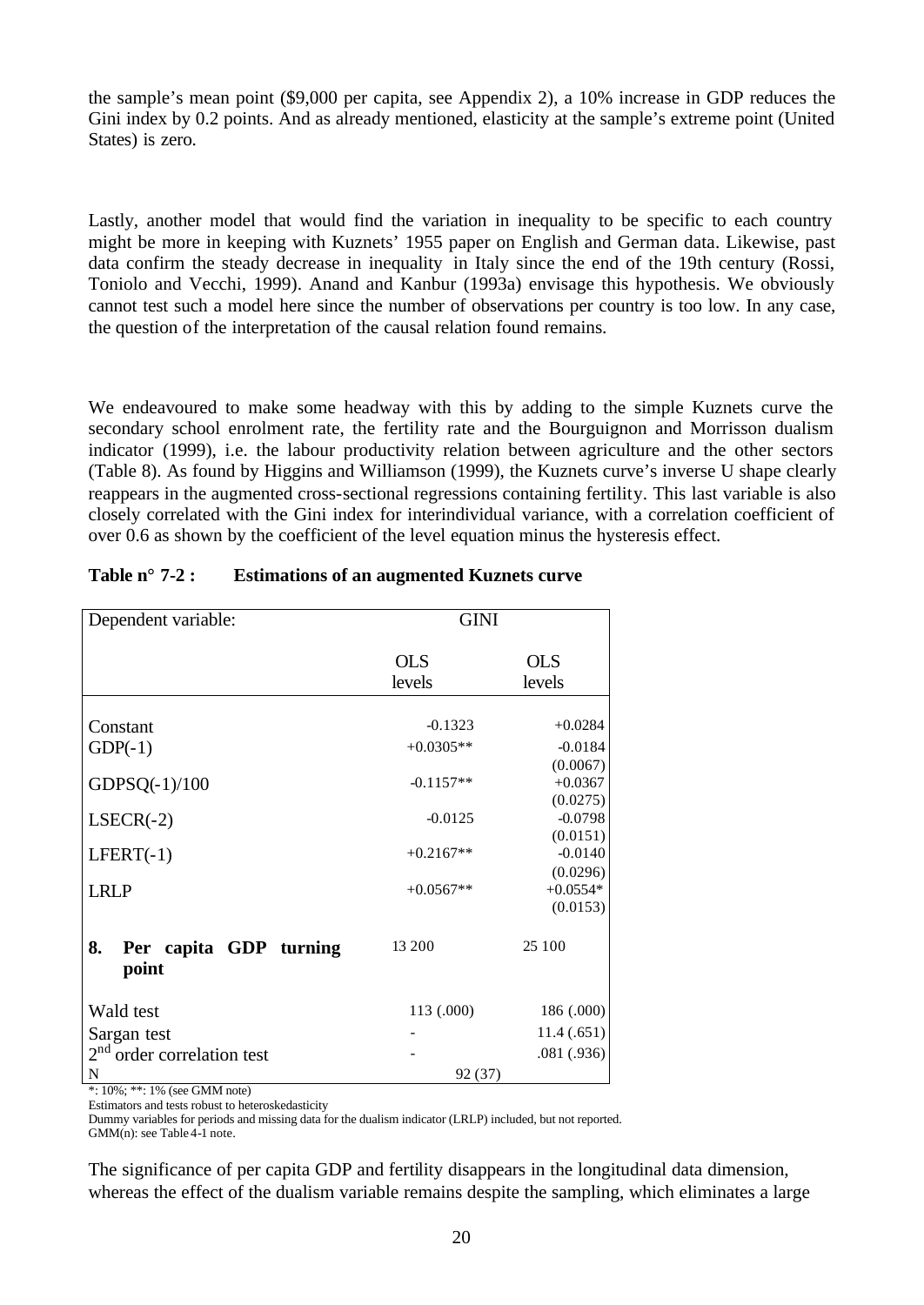the sample's mean point ($9,000 per capita, see Appendix 2), a 10% increase in GDP reduces the Gini index by 0.2 points. And as already mentioned, elasticity at the sample's extreme point (United States) is zero.

Lastly, another model that would find the variation in inequality to be specific to each country might be more in keeping with Kuznets' 1955 paper on English and German data. Likewise, past data confirm the steady decrease in inequality in Italy since the end of the 19th century (Rossi, Toniolo and Vecchi, 1999). Anand and Kanbur (1993a) envisage this hypothesis. We obviously cannot test such a model here since the number of observations per country is too low. In any case, the question of the interpretation of the causal relation found remains.

We endeavoured to make some headway with this by adding to the simple Kuznets curve the secondary school enrolment rate, the fertility rate and the Bourguignon and Morrisson dualism indicator (1999), i.e. the labour productivity relation between agriculture and the other sectors (Table 8). As found by Higgins and Williamson (1999), the Kuznets curve's inverse U shape clearly reappears in the augmented cross-sectional regressions containing fertility. This last variable is also closely correlated with the Gini index for interindividual variance, with a correlation coefficient of over 0.6 as shown by the coefficient of the level equation minus the hysteresis effect.

**Table n° 7-2 : Estimations of an augmented Kuznets curve**

| Dependent variable: | GINI | |
|---|---|---|
| | OLS levels | OLS levels |
| Constant | -0.1323 | +0.0284 |
| GDP(-1) | +0.0305** | -0.0184 (0.0067) |
| GDPSQ(-1)/100 | -0.1157** | +0.0367 (0.0275) |
| LSECR(-2) | -0.0125 | -0.0798 (0.0151) |
| LFERT(-1) | +0.2167** | -0.0140 (0.0296) |
| LRLP | +0.0567** | +0.0554* (0.0153) |
| **8. Per capita GDP turning point** | 13 200 | 25 100 |
| Wald test | 113 (.000) | 186 (.000) |
| Sargan test | - | 11.4 (.651) |
| $2^{nd}$ order correlation test | - | .081 (.936) |
| N | 92 (37) | |

*: 10%; **: 1% (see GMM note)
Estimators and tests robust to heteroskedasticity
Dummy variables for periods and missing data for the dualism indicator (LRLP) included, but not reported.
GMM(n): see Table 4-1 note.

The significance of per capita GDP and fertility disappears in the longitudinal data dimension, whereas the effect of the dualism variable remains despite the sampling, which eliminates a large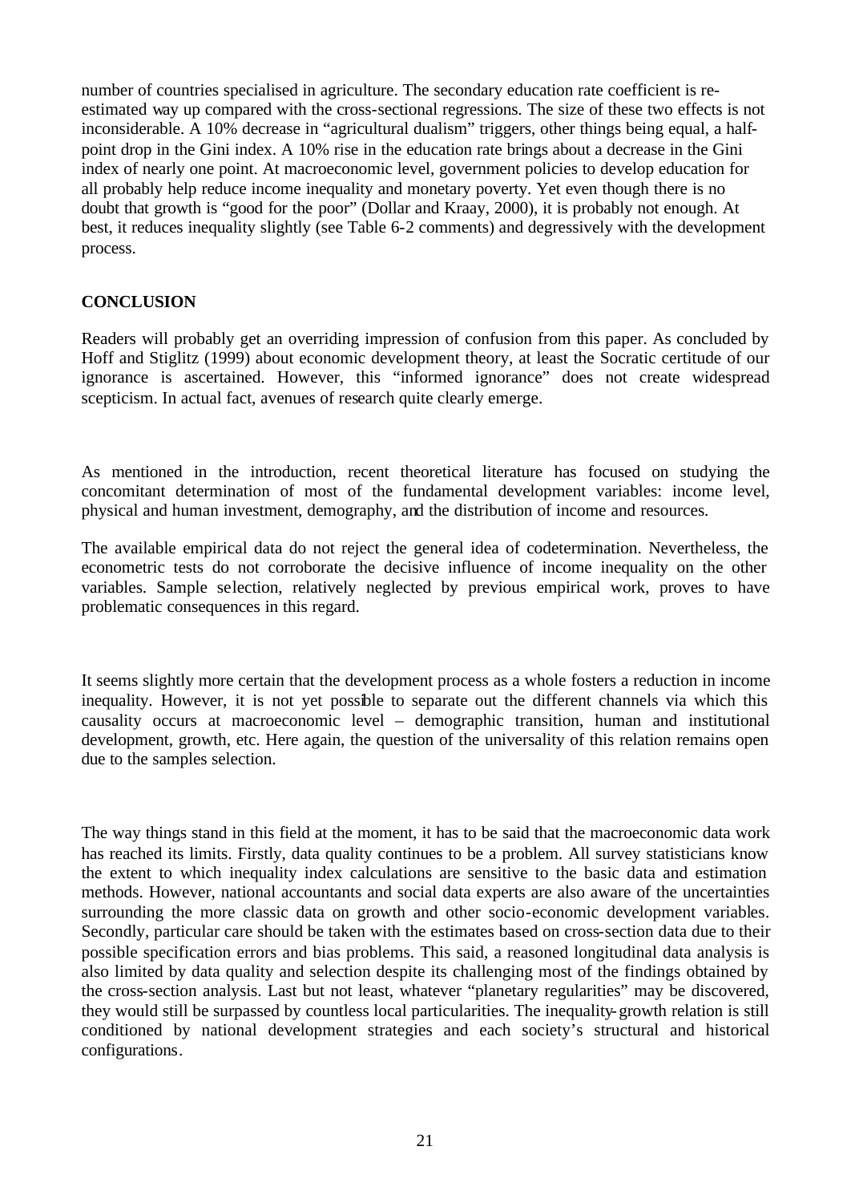number of countries specialised in agriculture. The secondary education rate coefficient is re-estimated way up compared with the cross-sectional regressions. The size of these two effects is not inconsiderable. A 10% decrease in "agricultural dualism" triggers, other things being equal, a half-point drop in the Gini index. A 10% rise in the education rate brings about a decrease in the Gini index of nearly one point. At macroeconomic level, government policies to develop education for all probably help reduce income inequality and monetary poverty. Yet even though there is no doubt that growth is "good for the poor" (Dollar and Kraay, 2000), it is probably not enough. At best, it reduces inequality slightly (see Table 6-2 comments) and degressively with the development process.

## CONCLUSION

Readers will probably get an overriding impression of confusion from this paper. As concluded by Hoff and Stiglitz (1999) about economic development theory, at least the Socratic certitude of our ignorance is ascertained. However, this "informed ignorance" does not create widespread scepticism. In actual fact, avenues of research quite clearly emerge.

As mentioned in the introduction, recent theoretical literature has focused on studying the concomitant determination of most of the fundamental development variables: income level, physical and human investment, demography, and the distribution of income and resources.

The available empirical data do not reject the general idea of codetermination. Nevertheless, the econometric tests do not corroborate the decisive influence of income inequality on the other variables. Sample selection, relatively neglected by previous empirical work, proves to have problematic consequences in this regard.

It seems slightly more certain that the development process as a whole fosters a reduction in income inequality. However, it is not yet possible to separate out the different channels via which this causality occurs at macroeconomic level – demographic transition, human and institutional development, growth, etc. Here again, the question of the universality of this relation remains open due to the samples selection.

The way things stand in this field at the moment, it has to be said that the macroeconomic data work has reached its limits. Firstly, data quality continues to be a problem. All survey statisticians know the extent to which inequality index calculations are sensitive to the basic data and estimation methods. However, national accountants and social data experts are also aware of the uncertainties surrounding the more classic data on growth and other socio-economic development variables. Secondly, particular care should be taken with the estimates based on cross-section data due to their possible specification errors and bias problems. This said, a reasoned longitudinal data analysis is also limited by data quality and selection despite its challenging most of the findings obtained by the cross-section analysis. Last but not least, whatever "planetary regularities" may be discovered, they would still be surpassed by countless local particularities. The inequality-growth relation is still conditioned by national development strategies and each society's structural and historical configurations.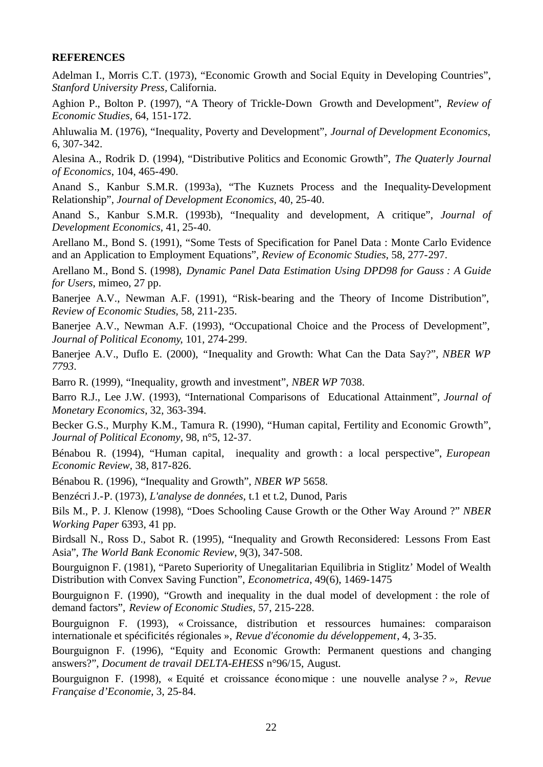**REFERENCES**

Adelman I., Morris C.T. (1973), "Economic Growth and Social Equity in Developing Countries", *Stanford University Press*, California.

Aghion P., Bolton P. (1997), "A Theory of Trickle-Down Growth and Development", *Review of Economic Studies*, 64, 151-172.

Ahluwalia M. (1976), "Inequality, Poverty and Development", *Journal of Development Economics*, 6, 307-342.

Alesina A., Rodrik D. (1994), "Distributive Politics and Economic Growth", *The Quaterly Journal of Economics*, 104, 465-490.

Anand S., Kanbur S.M.R. (1993a), "The Kuznets Process and the Inequality-Development Relationship", *Journal of Development Economics*, 40, 25-40.

Anand S., Kanbur S.M.R. (1993b), "Inequality and development, A critique", *Journal of Development Economics*, 41, 25-40.

Arellano M., Bond S. (1991), "Some Tests of Specification for Panel Data : Monte Carlo Evidence and an Application to Employment Equations", *Review of Economic Studies*, 58, 277-297.

Arellano M., Bond S. (1998), *Dynamic Panel Data Estimation Using DPD98 for Gauss : A Guide for Users*, mimeo, 27 pp.

Banerjee A.V., Newman A.F. (1991), "Risk-bearing and the Theory of Income Distribution", *Review of Economic Studies*, 58, 211-235.

Banerjee A.V., Newman A.F. (1993), "Occupational Choice and the Process of Development", *Journal of Political Economy*, 101, 274-299.

Banerjee A.V., Duflo E. (2000), "Inequality and Growth: What Can the Data Say?", *NBER WP 7793*.

Barro R. (1999), "Inequality, growth and investment", *NBER WP* 7038.

Barro R.J., Lee J.W. (1993), "International Comparisons of Educational Attainment", *Journal of Monetary Economics*, 32, 363-394.

Becker G.S., Murphy K.M., Tamura R. (1990), "Human capital, Fertility and Economic Growth", *Journal of Political Economy*, 98, n°5, 12-37.

Bénabou R. (1994), "Human capital, inequality and growth : a local perspective", *European Economic Review*, 38, 817-826.

Bénabou R. (1996), "Inequality and Growth", *NBER WP* 5658.

Benzécri J.-P. (1973), *L'analyse de données*, t.1 et t.2, Dunod, Paris

Bils M., P. J. Klenow (1998), "Does Schooling Cause Growth or the Other Way Around ?" *NBER Working Paper* 6393, 41 pp.

Birdsall N., Ross D., Sabot R. (1995), "Inequality and Growth Reconsidered: Lessons From East Asia", *The World Bank Economic Review*, 9(3), 347-508.

Bourguignon F. (1981), "Pareto Superiority of Unegalitarian Equilibria in Stiglitz' Model of Wealth Distribution with Convex Saving Function", *Econometrica*, 49(6), 1469-1475

Bourguignon F. (1990), "Growth and inequality in the dual model of development : the role of demand factors", *Review of Economic Studies*, 57, 215-228.

Bourguignon F. (1993), « Croissance, distribution et ressources humaines: comparaison internationale et spécificités régionales », *Revue d'économie du développement*, 4, 3-35.

Bourguignon F. (1996), "Equity and Economic Growth: Permanent questions and changing answers?", *Document de travail DELTA-EHESS* n°96/15, August.

Bourguignon F. (1998), « Equité et croissance économique : une nouvelle analyse ? », *Revue Française d'Economie*, 3, 25-84.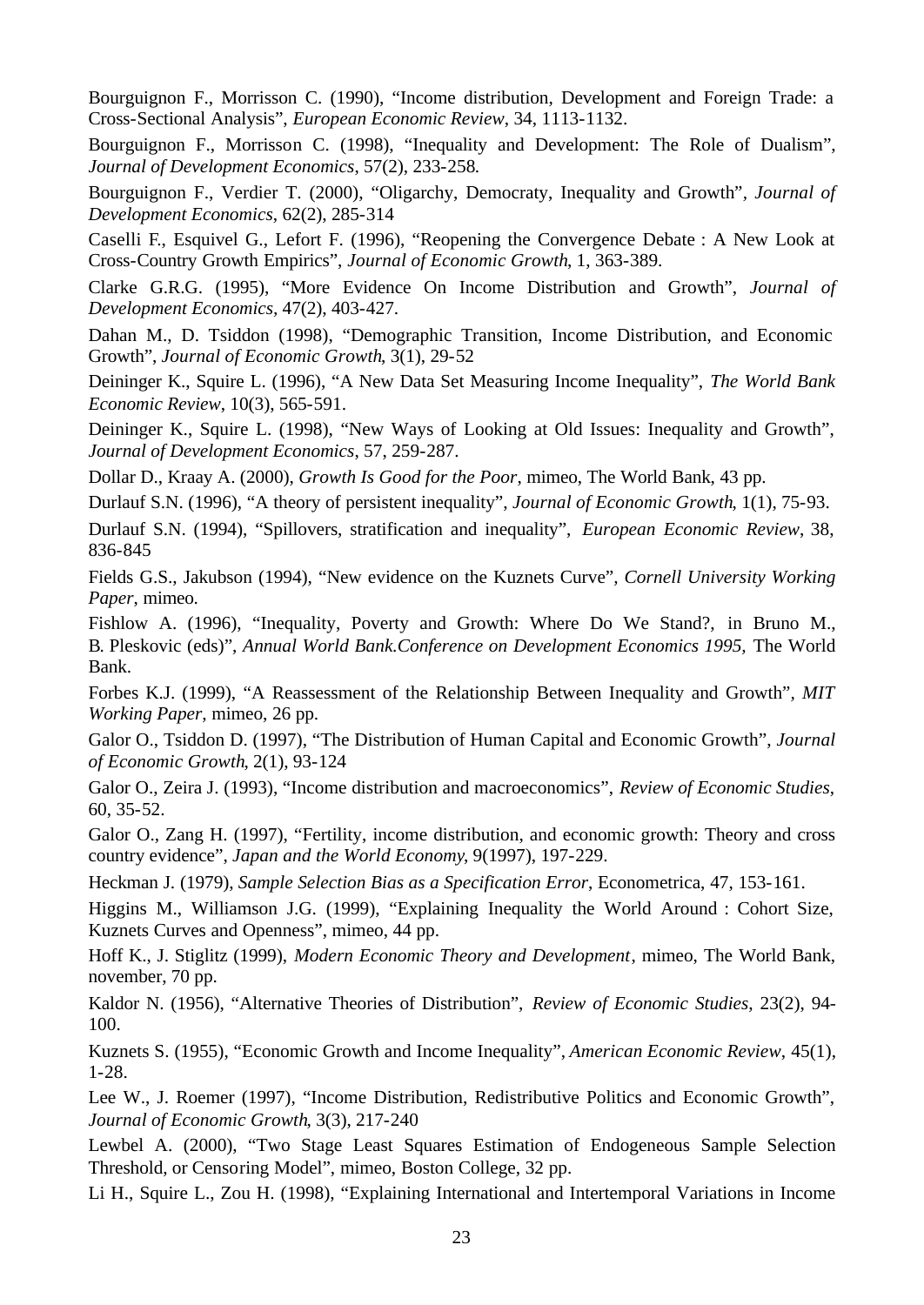Bourguignon F., Morrisson C. (1990), "Income distribution, Development and Foreign Trade: a Cross-Sectional Analysis", *European Economic Review*, 34, 1113-1132.

Bourguignon F., Morrisson C. (1998), "Inequality and Development: The Role of Dualism", *Journal of Development Economics*, 57(2), 233-258.

Bourguignon F., Verdier T. (2000), "Oligarchy, Democraty, Inequality and Growth", *Journal of Development Economics*, 62(2), 285-314

Caselli F., Esquivel G., Lefort F. (1996), "Reopening the Convergence Debate : A New Look at Cross-Country Growth Empirics", *Journal of Economic Growth*, 1, 363-389.

Clarke G.R.G. (1995), "More Evidence On Income Distribution and Growth", *Journal of Development Economics*, 47(2), 403-427.

Dahan M., D. Tsiddon (1998), "Demographic Transition, Income Distribution, and Economic Growth", *Journal of Economic Growth*, 3(1), 29-52

Deininger K., Squire L. (1996), "A New Data Set Measuring Income Inequality", *The World Bank Economic Review*, 10(3), 565-591.

Deininger K., Squire L. (1998), "New Ways of Looking at Old Issues: Inequality and Growth", *Journal of Development Economics*, 57, 259-287.

Dollar D., Kraay A. (2000), *Growth Is Good for the Poor*, mimeo, The World Bank, 43 pp.

Durlauf S.N. (1996), "A theory of persistent inequality", *Journal of Economic Growth*, 1(1), 75-93.

Durlauf S.N. (1994), "Spillovers, stratification and inequality", *European Economic Review*, 38, 836-845

Fields G.S., Jakubson (1994), "New evidence on the Kuznets Curve", *Cornell University Working Paper*, mimeo.

Fishlow A. (1996), "Inequality, Poverty and Growth: Where Do We Stand?, in Bruno M., B. Pleskovic (eds)", *Annual World Bank.Conference on Development Economics 1995*, The World Bank.

Forbes K.J. (1999), "A Reassessment of the Relationship Between Inequality and Growth", *MIT Working Paper*, mimeo, 26 pp.

Galor O., Tsiddon D. (1997), "The Distribution of Human Capital and Economic Growth", *Journal of Economic Growth*, 2(1), 93-124

Galor O., Zeira J. (1993), "Income distribution and macroeconomics", *Review of Economic Studies*, 60, 35-52.

Galor O., Zang H. (1997), "Fertility, income distribution, and economic growth: Theory and cross country evidence", *Japan and the World Economy*, 9(1997), 197-229.

Heckman J. (1979), *Sample Selection Bias as a Specification Error*, Econometrica, 47, 153-161.

Higgins M., Williamson J.G. (1999), "Explaining Inequality the World Around : Cohort Size, Kuznets Curves and Openness", mimeo, 44 pp.

Hoff K., J. Stiglitz (1999), *Modern Economic Theory and Development*, mimeo, The World Bank, november, 70 pp.

Kaldor N. (1956), "Alternative Theories of Distribution", *Review of Economic Studies*, 23(2), 94-100.

Kuznets S. (1955), "Economic Growth and Income Inequality", *American Economic Review*, 45(1), 1-28.

Lee W., J. Roemer (1997), "Income Distribution, Redistributive Politics and Economic Growth", *Journal of Economic Growth*, 3(3), 217-240

Lewbel A. (2000), "Two Stage Least Squares Estimation of Endogeneous Sample Selection Threshold, or Censoring Model", mimeo, Boston College, 32 pp.

Li H., Squire L., Zou H. (1998), "Explaining International and Intertemporal Variations in Income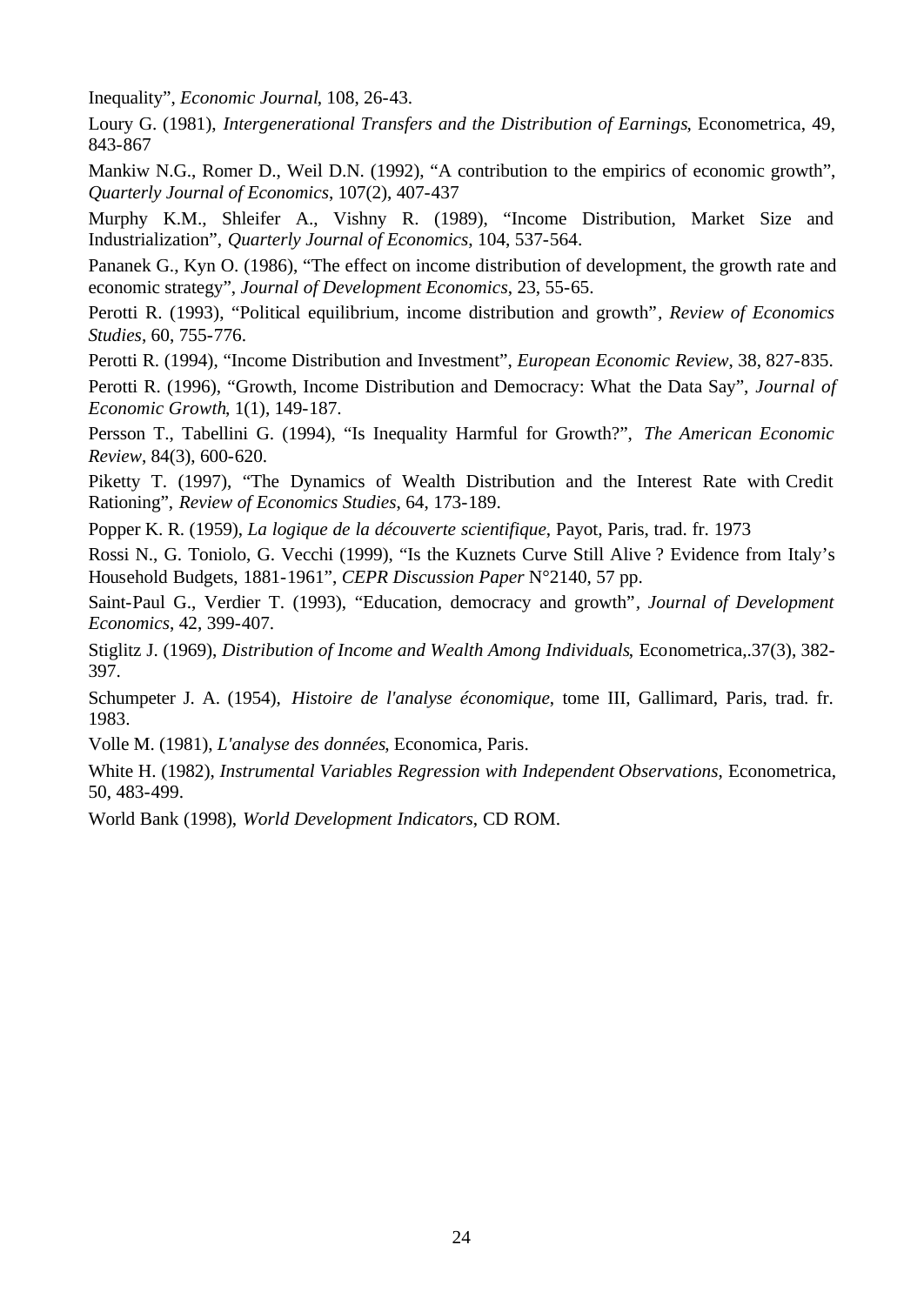Inequality", *Economic Journal*, 108, 26-43.

Loury G. (1981), *Intergenerational Transfers and the Distribution of Earnings*, Econometrica, 49, 843-867

Mankiw N.G., Romer D., Weil D.N. (1992), "A contribution to the empirics of economic growth", *Quarterly Journal of Economics*, 107(2), 407-437

Murphy K.M., Shleifer A., Vishny R. (1989), "Income Distribution, Market Size and Industrialization", *Quarterly Journal of Economics*, 104, 537-564.

Pananek G., Kyn O. (1986), "The effect on income distribution of development, the growth rate and economic strategy", *Journal of Development Economics*, 23, 55-65.

Perotti R. (1993), "Political equilibrium, income distribution and growth", *Review of Economics Studies*, 60, 755-776.

Perotti R. (1994), "Income Distribution and Investment", *European Economic Review*, 38, 827-835.

Perotti R. (1996), "Growth, Income Distribution and Democracy: What the Data Say", *Journal of Economic Growth*, 1(1), 149-187.

Persson T., Tabellini G. (1994), "Is Inequality Harmful for Growth?", *The American Economic Review*, 84(3), 600-620.

Piketty T. (1997), "The Dynamics of Wealth Distribution and the Interest Rate with Credit Rationing", *Review of Economics Studies*, 64, 173-189.

Popper K. R. (1959), *La logique de la découverte scientifique*, Payot, Paris, trad. fr. 1973

Rossi N., G. Toniolo, G. Vecchi (1999), "Is the Kuznets Curve Still Alive ? Evidence from Italy's Household Budgets, 1881-1961", *CEPR Discussion Paper* N°2140, 57 pp.

Saint-Paul G., Verdier T. (1993), "Education, democracy and growth", *Journal of Development Economics*, 42, 399-407.

Stiglitz J. (1969), *Distribution of Income and Wealth Among Individuals*, Econometrica,.37(3), 382-397.

Schumpeter J. A. (1954), *Histoire de l'analyse économique*, tome III, Gallimard, Paris, trad. fr. 1983.

Volle M. (1981), *L'analyse des données*, Economica, Paris.

White H. (1982), *Instrumental Variables Regression with Independent Observations*, Econometrica, 50, 483-499.

World Bank (1998), *World Development Indicators*, CD ROM.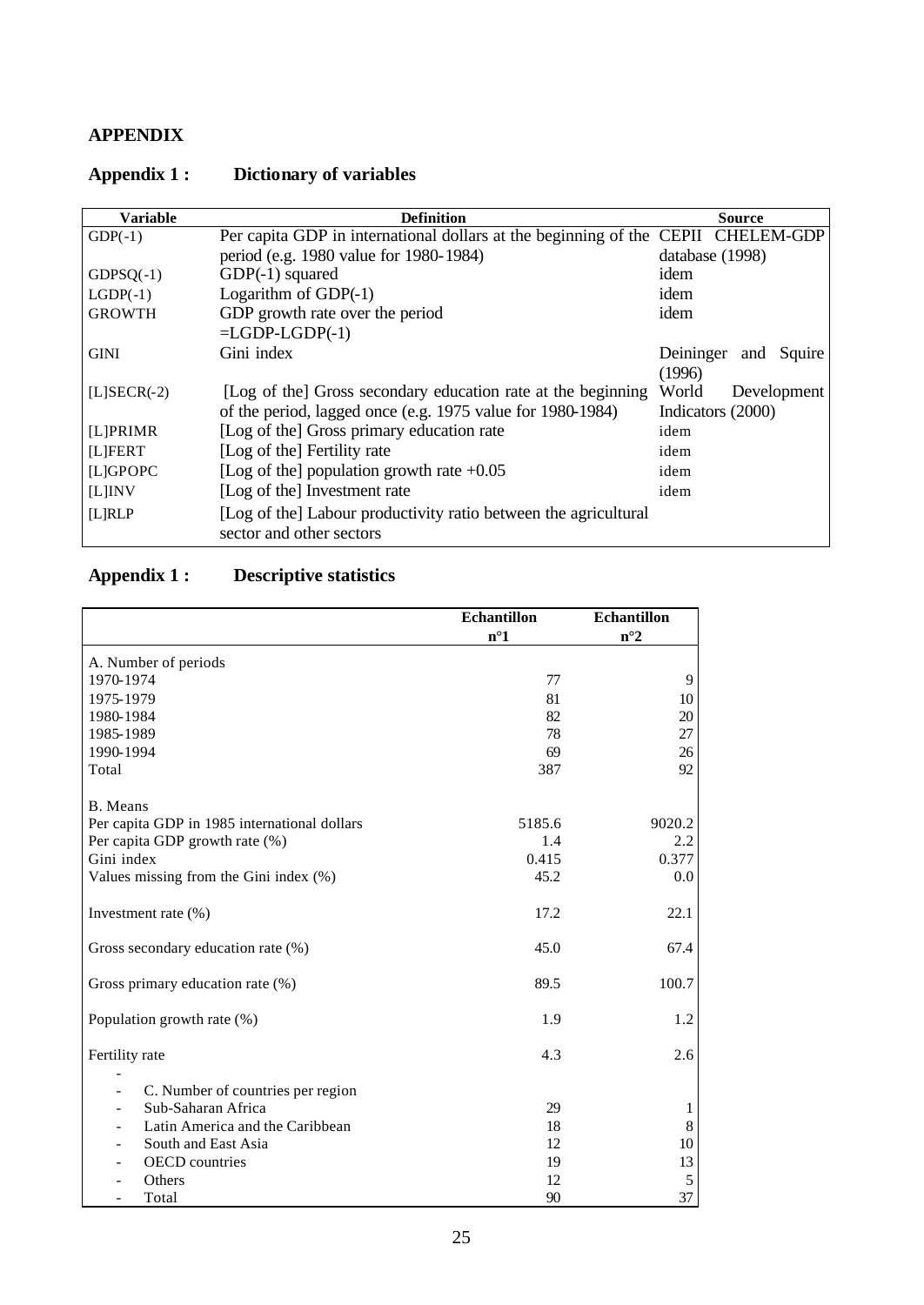## APPENDIX

### Appendix 1 : Dictionary of variables

| Variable | Definition | Source |
|---|---|---|
| GDP(-1) | Per capita GDP in international dollars at the beginning of the period (e.g. 1980 value for 1980-1984) | CEPII CHELEM-GDP database (1998) |
| GDPSQ(-1) | GDP(-1) squared | idem |
| LGDP(-1) | Logarithm of GDP(-1) | idem |
| GROWTH | GDP growth rate over the period =LGDP-LGDP(-1) | idem |
| GINI | Gini index | Deininger and Squire (1996) |
| [L]SECR(-2) | [Log of the] Gross secondary education rate at the beginning of the period, lagged once (e.g. 1975 value for 1980-1984) | World Development Indicators (2000) |
| [L]PRIMR | [Log of the] Gross primary education rate | idem |
| [L]FERT | [Log of the] Fertility rate | idem |
| [L]GPOPC | [Log of the] population growth rate +0.05 | idem |
| [L]INV | [Log of the] Investment rate | idem |
| [L]RLP | [Log of the] Labour productivity ratio between the agricultural sector and other sectors | |

### Appendix 1 : Descriptive statistics

| | Echantillon n°1 | Echantillon n°2 |
|---|---|---|
| A. Number of periods | | |
| 1970-1974 | 77 | 9 |
| 1975-1979 | 81 | 10 |
| 1980-1984 | 82 | 20 |
| 1985-1989 | 78 | 27 |
| 1990-1994 | 69 | 26 |
| Total | 387 | 92 |
| B. Means | | |
| Per capita GDP in 1985 international dollars | 5185.6 | 9020.2 |
| Per capita GDP growth rate (%) | 1.4 | 2.2 |
| Gini index | 0.415 | 0.377 |
| Values missing from the Gini index (%) | 45.2 | 0.0 |
| Investment rate (%) | 17.2 | 22.1 |
| Gross secondary education rate (%) | 45.0 | 67.4 |
| Gross primary education rate (%) | 89.5 | 100.7 |
| Population growth rate (%) | 1.9 | 1.2 |
| Fertility rate | 4.3 | 2.6 |
| - | | |
| - C. Number of countries per region | | |
| - Sub-Saharan Africa | 29 | 1 |
| - Latin America and the Caribbean | 18 | 8 |
| - South and East Asia | 12 | 10 |
| - OECD countries | 19 | 13 |
| - Others | 12 | 5 |
| - Total | 90 | 37 |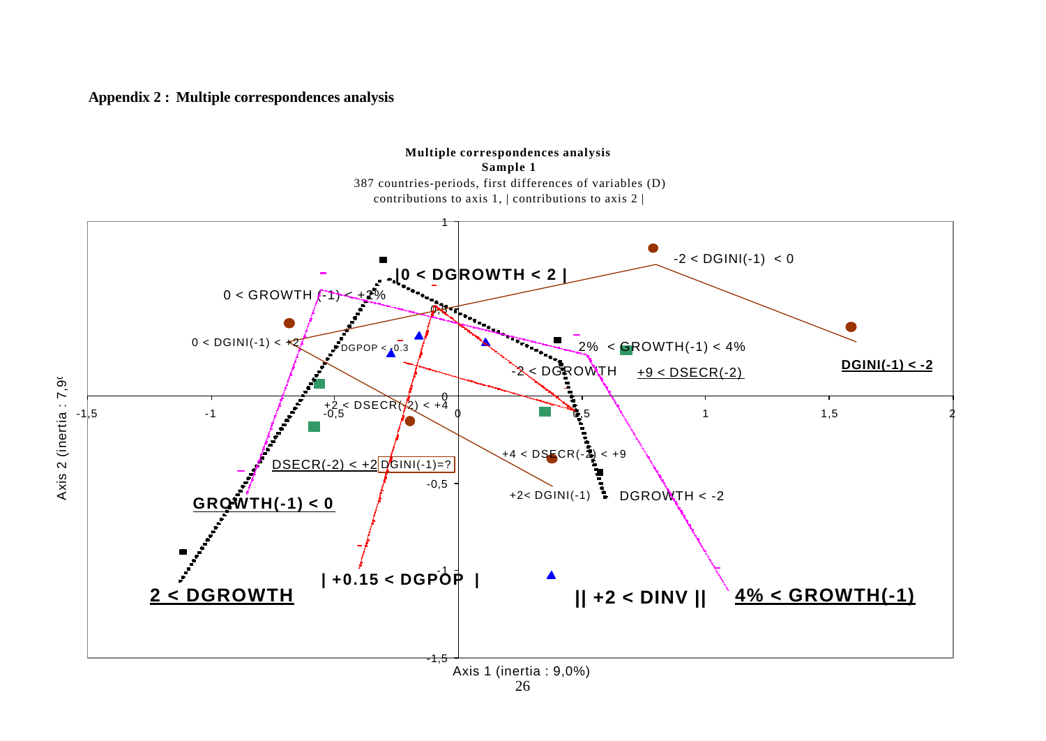**Appendix 2 : Multiple correspondences analysis**

**Multiple correspondences analysis**
**Sample 1**
387 countries-periods, first differences of variables (D)
contributions to axis 1, | contributions to axis 2 |

Axis 2 (inertia : 7,9%)

-2 < DGINI(-1) < 0

|0 < DGROWTH < 2 |

0 < GROWTH (-1) < +2%

0 < DGINI(-1) < +2

DGPOP < 0.3

2% < GROWTH(-1) < 4%

-2 < DGROWTH

+9 < DSECR(-2)

DGINI(-1) < -2

+2 < DSECR(-2) < +4

+4 < DSECR(-2) < +9

DSECR(-2) < +2

DGINI(-1)=?

+2< DGINI(-1)

DGROWTH < -2

GROWTH(-1) < 0

2 < DGROWTH

| +0.15 < DGPOP |

|| +2 < DINV ||

4% < GROWTH(-1)

Axis 1 (inertia : 9,0%)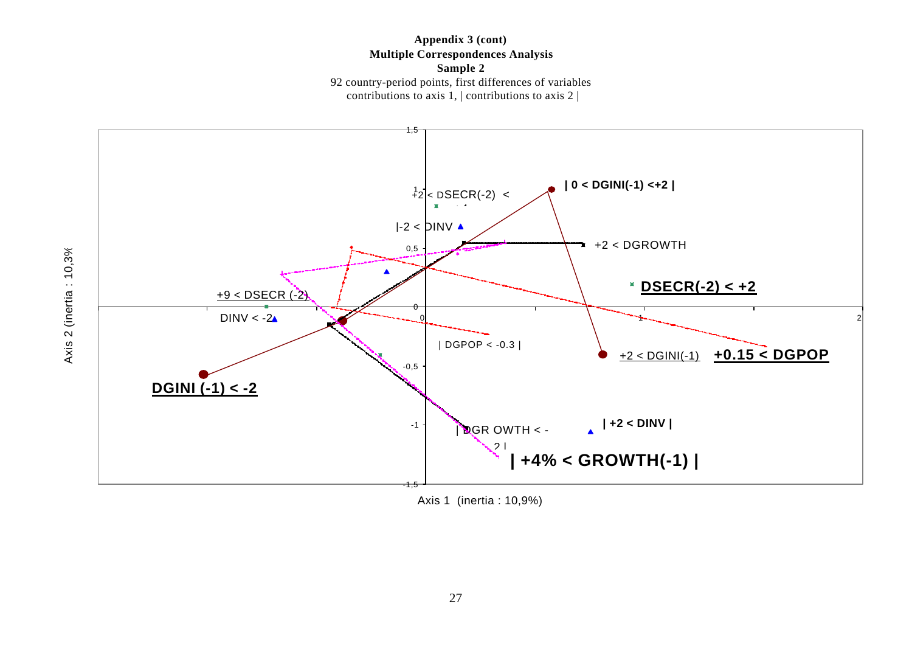**Appendix 3 (cont)**
**Multiple Correspondences Analysis**
**Sample 2**
92 country-period points, first differences of variables
contributions to axis 1, | contributions to axis 2 |

1,5
1
0,5
0
-0,5
-1
-1,5
0
1
2

+2 < DSECR(-2) <
| 0 < DGINI(-1) <+2 |
|-2 < DINV
+2 < DGROWTH
DSECR(-2) < +2
+9 < DSECR (-2)
DINV < -2
| DGPOP < -0.3 |
+2 < DGINI(-1)
+0.15 < DGPOP
DGINI (-1) < -2
| +2 < DINV |
| DGR OWTH < -2 |
| +4% < GROWTH(-1) |

Axis 2 (inertia : 10,3%)
Axis 1 (inertia : 10,9%)